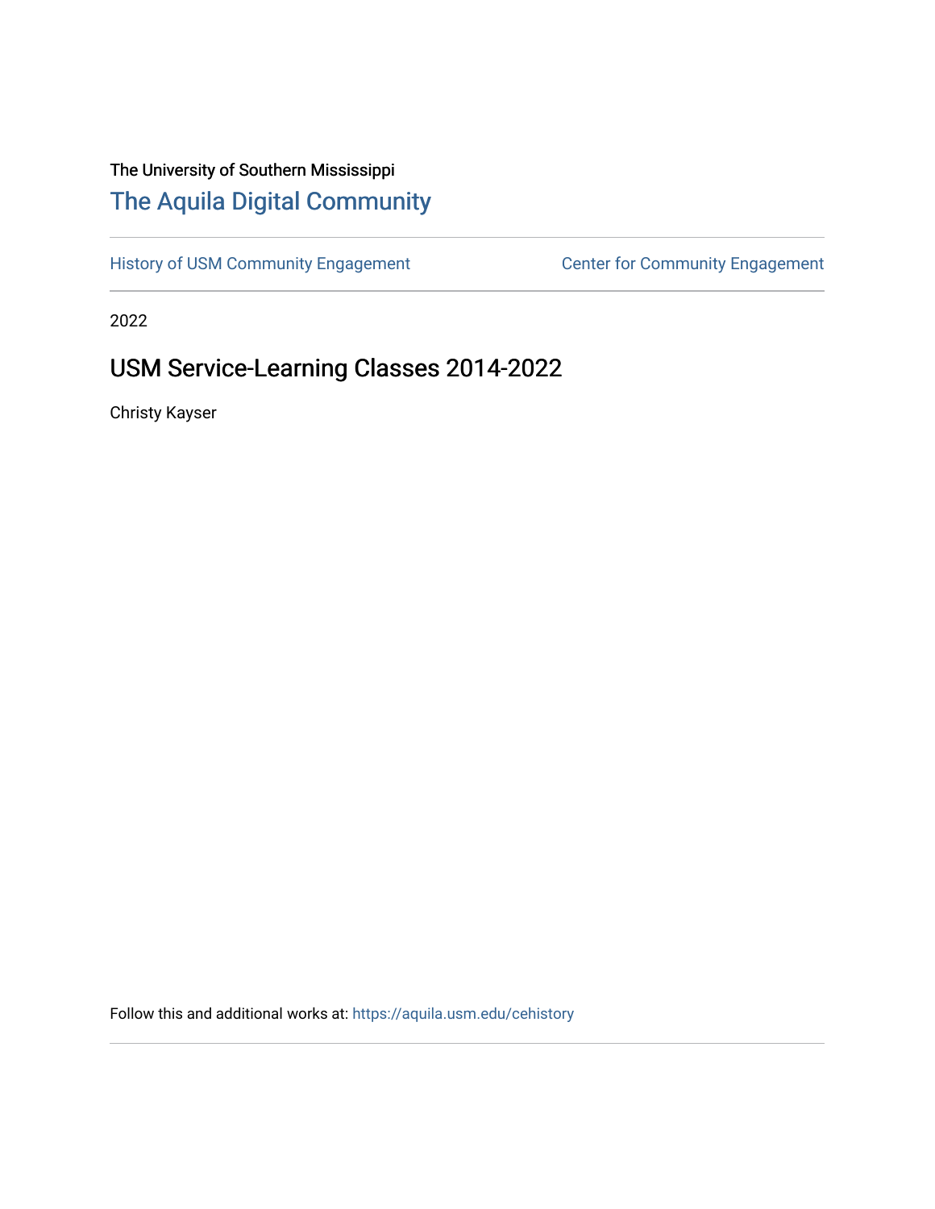The University of Southern Mississippi

# The Aquila Digital Community

History of USM Community Engagement | Center for Community Engagement

2022

## USM Service-Learning Classes 2014-2022

Christy Kayser

Follow this and additional works at: https://aquila.usm.edu/cehistory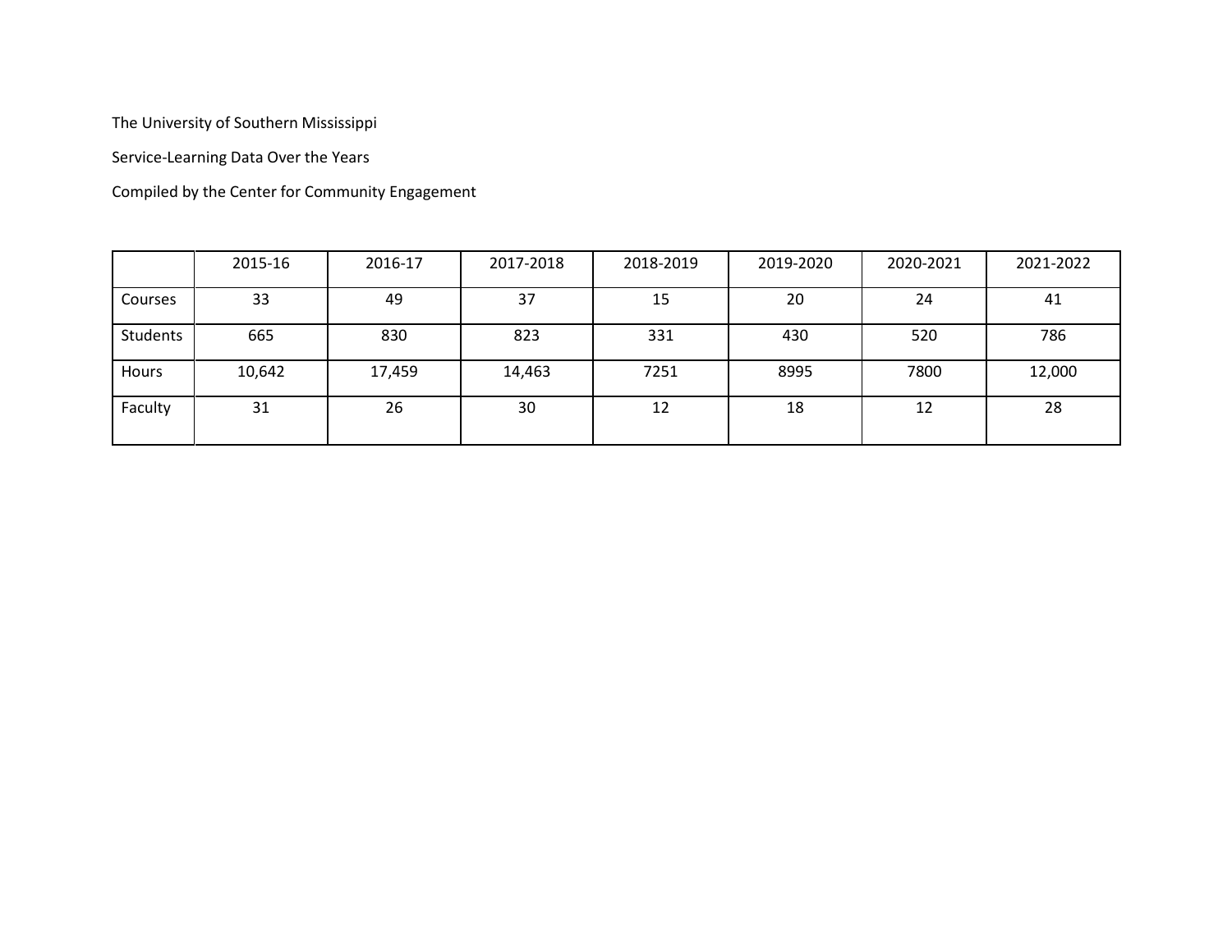The University of Southern Mississippi

Service-Learning Data Over the Years

Compiled by the Center for Community Engagement

| | 2015-16 | 2016-17 | 2017-2018 | 2018-2019 | 2019-2020 | 2020-2021 | 2021-2022 |
|---|---|---|---|---|---|---|---|
| Courses | 33 | 49 | 37 | 15 | 20 | 24 | 41 |
| Students | 665 | 830 | 823 | 331 | 430 | 520 | 786 |
| Hours | 10,642 | 17,459 | 14,463 | 7251 | 8995 | 7800 | 12,000 |
| Faculty | 31 | 26 | 30 | 12 | 18 | 12 | 28 |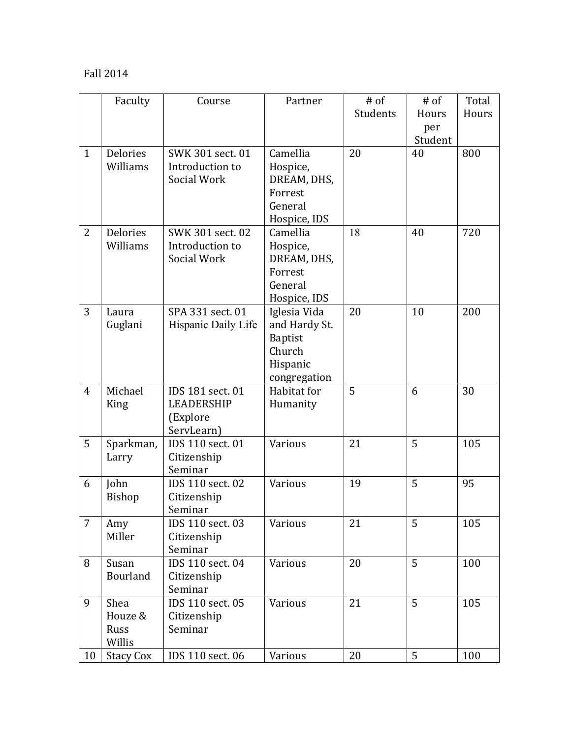Fall 2014

| | Faculty | Course | Partner | # of Students | # of Hours per Student | Total Hours |
|---|---|---|---|---|---|---|
| 1 | Delories Williams | SWK 301 sect. 01 Introduction to Social Work | Camellia Hospice, DREAM, DHS, Forrest General Hospice, IDS | 20 | 40 | 800 |
| 2 | Delories Williams | SWK 301 sect. 02 Introduction to Social Work | Camellia Hospice, DREAM, DHS, Forrest General Hospice, IDS | 18 | 40 | 720 |
| 3 | Laura Guglani | SPA 331 sect. 01 Hispanic Daily Life | Iglesia Vida and Hardy St. Baptist Church Hispanic congregation | 20 | 10 | 200 |
| 4 | Michael King | IDS 181 sect. 01 LEADERSHIP (Explore ServLearn) | Habitat for Humanity | 5 | 6 | 30 |
| 5 | Sparkman, Larry | IDS 110 sect. 01 Citizenship Seminar | Various | 21 | 5 | 105 |
| 6 | John Bishop | IDS 110 sect. 02 Citizenship Seminar | Various | 19 | 5 | 95 |
| 7 | Amy Miller | IDS 110 sect. 03 Citizenship Seminar | Various | 21 | 5 | 105 |
| 8 | Susan Bourland | IDS 110 sect. 04 Citizenship Seminar | Various | 20 | 5 | 100 |
| 9 | Shea Houze & Russ Willis | IDS 110 sect. 05 Citizenship Seminar | Various | 21 | 5 | 105 |
| 10 | Stacy Cox | IDS 110 sect. 06 | Various | 20 | 5 | 100 |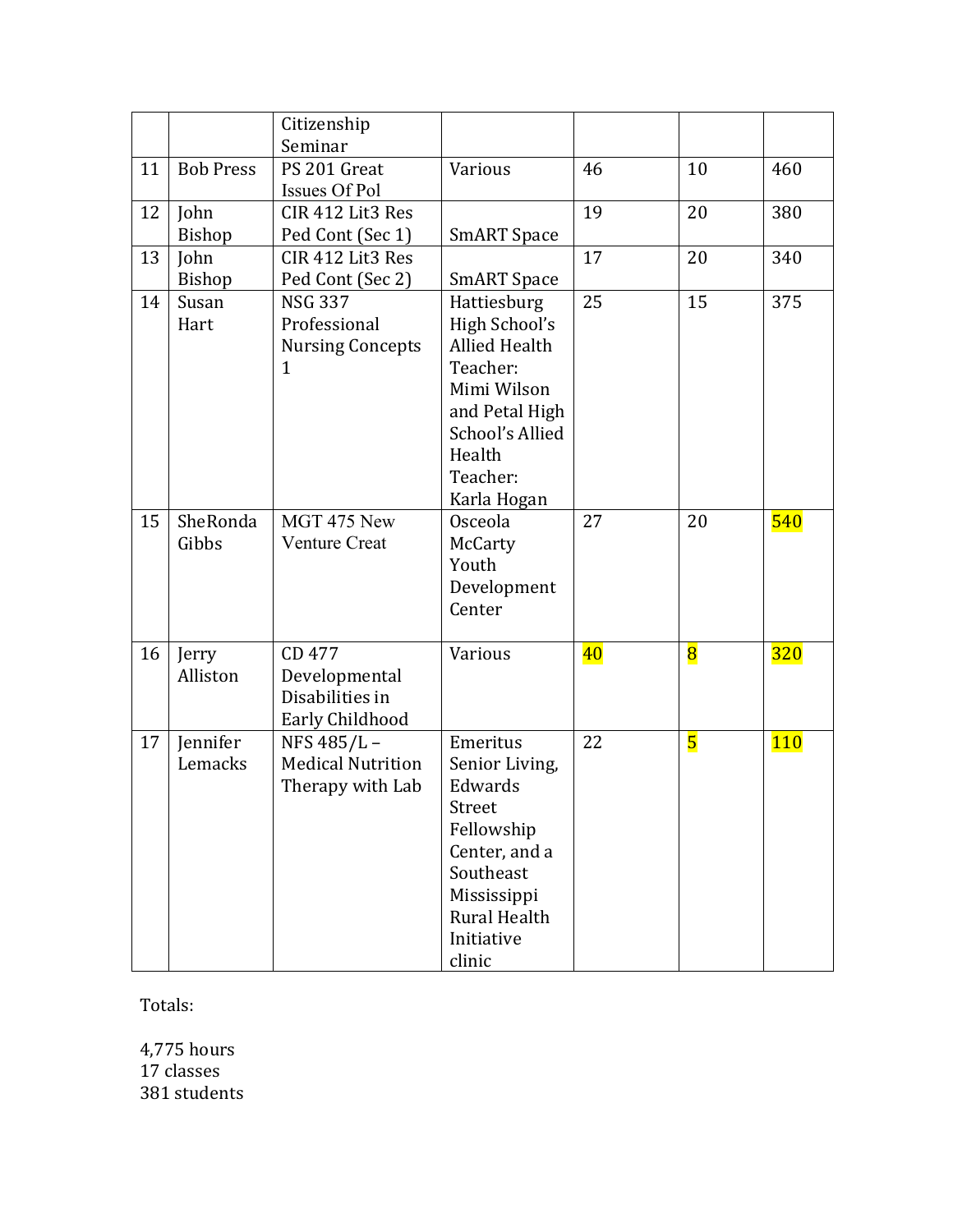| | | | | | | |
|---|---|---|---|---|---|---|
| | | Citizenship Seminar | | | | |
| 11 | Bob Press | PS 201 Great Issues Of Pol | Various | 46 | 10 | 460 |
| 12 | John Bishop | CIR 412 Lit3 Res Ped Cont (Sec 1) | SmART Space | 19 | 20 | 380 |
| 13 | John Bishop | CIR 412 Lit3 Res Ped Cont (Sec 2) | SmART Space | 17 | 20 | 340 |
| 14 | Susan Hart | NSG 337 Professional Nursing Concepts 1 | Hattiesburg High School's Allied Health Teacher: Mimi Wilson and Petal High School's Allied Health Teacher: Karla Hogan | 25 | 15 | 375 |
| 15 | SheRonda Gibbs | MGT 475 New Venture Creat | Osceola McCarty Youth Development Center | 27 | 20 | 540 |
| 16 | Jerry Alliston | CD 477 Developmental Disabilities in Early Childhood | Various | 40 | 8 | 320 |
| 17 | Jennifer Lemacks | NFS 485/L – Medical Nutrition Therapy with Lab | Emeritus Senior Living, Edwards Street Fellowship Center, and a Southeast Mississippi Rural Health Initiative clinic | 22 | 5 | 110 |

Totals:

4,775 hours
17 classes
381 students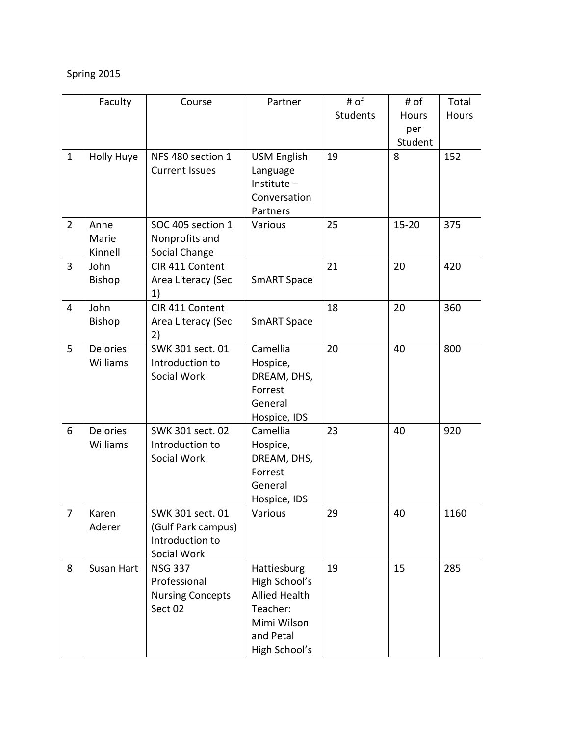Spring 2015

| | Faculty | Course | Partner | # of Students | # of Hours per Student | Total Hours |
|---|---|---|---|---|---|---|
| 1 | Holly Huye | NFS 480 section 1 Current Issues | USM English Language Institute – Conversation Partners | 19 | 8 | 152 |
| 2 | Anne Marie Kinnell | SOC 405 section 1 Nonprofits and Social Change | Various | 25 | 15-20 | 375 |
| 3 | John Bishop | CIR 411 Content Area Literacy (Sec 1) | SmART Space | 21 | 20 | 420 |
| 4 | John Bishop | CIR 411 Content Area Literacy (Sec 2) | SmART Space | 18 | 20 | 360 |
| 5 | Delories Williams | SWK 301 sect. 01 Introduction to Social Work | Camellia Hospice, DREAM, DHS, Forrest General Hospice, IDS | 20 | 40 | 800 |
| 6 | Delories Williams | SWK 301 sect. 02 Introduction to Social Work | Camellia Hospice, DREAM, DHS, Forrest General Hospice, IDS | 23 | 40 | 920 |
| 7 | Karen Aderer | SWK 301 sect. 01 (Gulf Park campus) Introduction to Social Work | Various | 29 | 40 | 1160 |
| 8 | Susan Hart | NSG 337 Professional Nursing Concepts Sect 02 | Hattiesburg High School's Allied Health Teacher: Mimi Wilson and Petal High School's | 19 | 15 | 285 |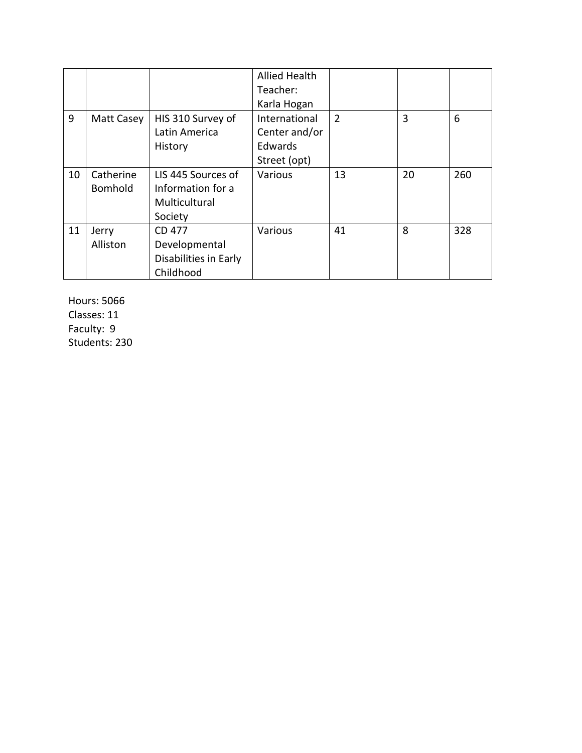| | | | | | | |
|---|---|---|---|---|---|---|
| | | | Allied Health Teacher: Karla Hogan | | | |
| 9 | Matt Casey | HIS 310 Survey of Latin America History | International Center and/or Edwards Street (opt) | 2 | 3 | 6 |
| 10 | Catherine Bomhold | LIS 445 Sources of Information for a Multicultural Society | Various | 13 | 20 | 260 |
| 11 | Jerry Alliston | CD 477 Developmental Disabilities in Early Childhood | Various | 41 | 8 | 328 |

Hours: 5066
Classes: 11
Faculty: 9
Students: 230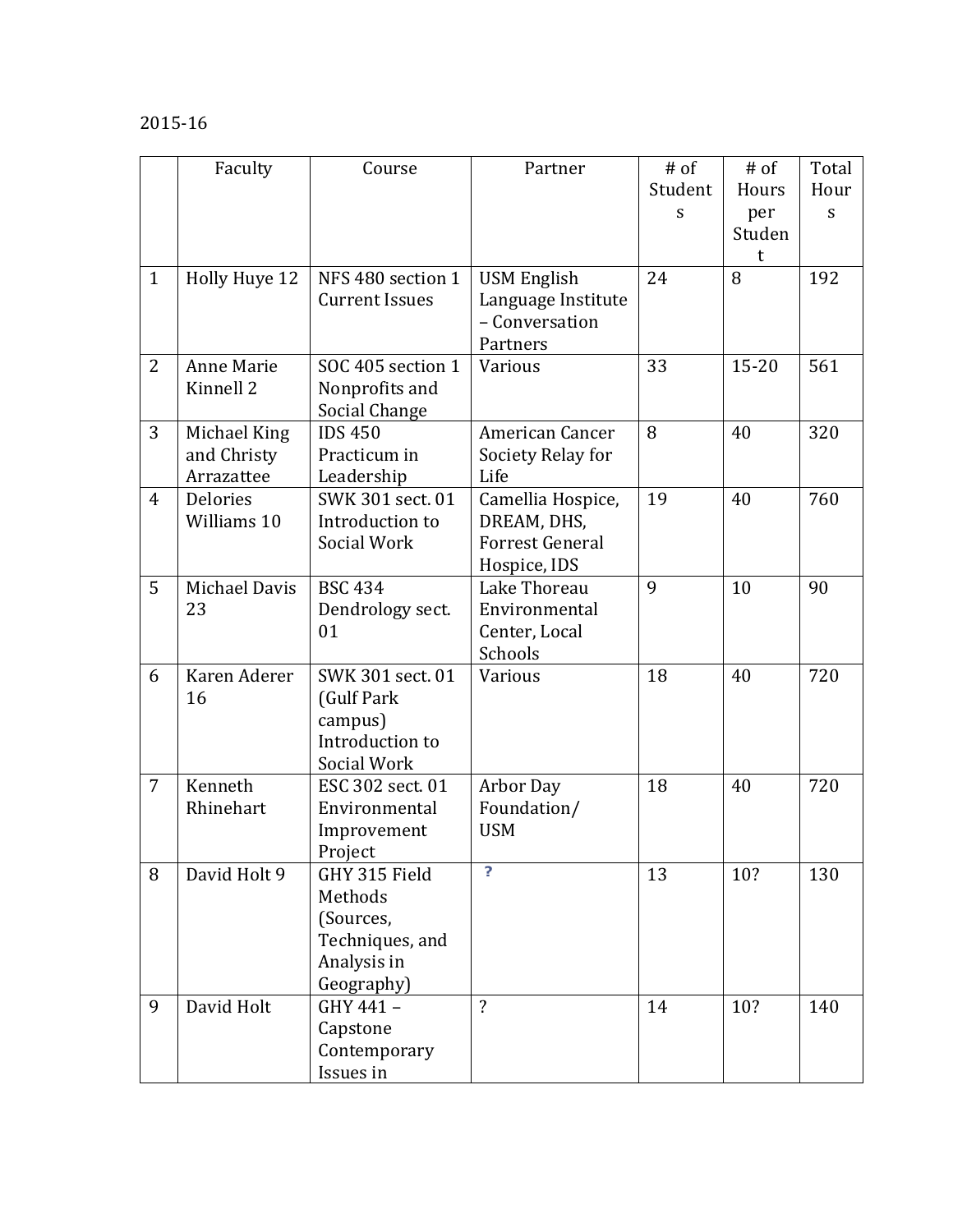2015-16

| | Faculty | Course | Partner | # of Students | # of Hours per Student | Total Hours |
|---|---|---|---|---|---|---|
| 1 | Holly Huye 12 | NFS 480 section 1 Current Issues | USM English Language Institute – Conversation Partners | 24 | 8 | 192 |
| 2 | Anne Marie Kinnell 2 | SOC 405 section 1 Nonprofits and Social Change | Various | 33 | 15-20 | 561 |
| 3 | Michael King and Christy Arrazattee | IDS 450 Practicum in Leadership | American Cancer Society Relay for Life | 8 | 40 | 320 |
| 4 | Delories Williams 10 | SWK 301 sect. 01 Introduction to Social Work | Camellia Hospice, DREAM, DHS, Forrest General Hospice, IDS | 19 | 40 | 760 |
| 5 | Michael Davis 23 | BSC 434 Dendrology sect. 01 | Lake Thoreau Environmental Center, Local Schools | 9 | 10 | 90 |
| 6 | Karen Aderer 16 | SWK 301 sect. 01 (Gulf Park campus) Introduction to Social Work | Various | 18 | 40 | 720 |
| 7 | Kenneth Rhinehart | ESC 302 sect. 01 Environmental Improvement Project | Arbor Day Foundation/ USM | 18 | 40 | 720 |
| 8 | David Holt 9 | GHY 315 Field Methods (Sources, Techniques, and Analysis in Geography) | ? | 13 | 10? | 130 |
| 9 | David Holt | GHY 441 – Capstone Contemporary Issues in | ? | 14 | 10? | 140 |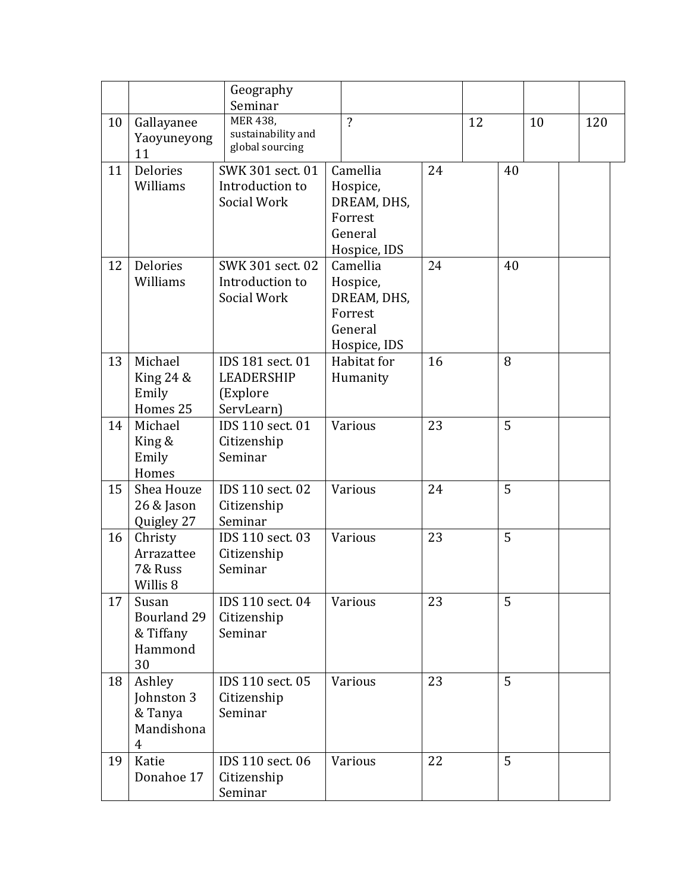| | | | | | | |
|---|---|---|---|---|---|---|
| | | Geography Seminar | | | | |
| 10 | Gallayanee Yaoyuneyong 11 | MER 438, sustainability and global sourcing | ? | 12 | 10 | 120 |
| 11 | Delories Williams | SWK 301 sect. 01 Introduction to Social Work | Camellia Hospice, DREAM, DHS, Forrest General Hospice, IDS | 24 | 40 | |
| 12 | Delories Williams | SWK 301 sect. 02 Introduction to Social Work | Camellia Hospice, DREAM, DHS, Forrest General Hospice, IDS | 24 | 40 | |
| 13 | Michael King 24 & Emily Homes 25 | IDS 181 sect. 01 LEADERSHIP (Explore ServLearn) | Habitat for Humanity | 16 | 8 | |
| 14 | Michael King & Emily Homes | IDS 110 sect. 01 Citizenship Seminar | Various | 23 | 5 | |
| 15 | Shea Houze 26 & Jason Quigley 27 | IDS 110 sect. 02 Citizenship Seminar | Various | 24 | 5 | |
| 16 | Christy Arrazattee 7& Russ Willis 8 | IDS 110 sect. 03 Citizenship Seminar | Various | 23 | 5 | |
| 17 | Susan Bourland 29 & Tiffany Hammond 30 | IDS 110 sect. 04 Citizenship Seminar | Various | 23 | 5 | |
| 18 | Ashley Johnston 3 & Tanya Mandishona 4 | IDS 110 sect. 05 Citizenship Seminar | Various | 23 | 5 | |
| 19 | Katie Donahoe 17 | IDS 110 sect. 06 Citizenship Seminar | Various | 22 | 5 | |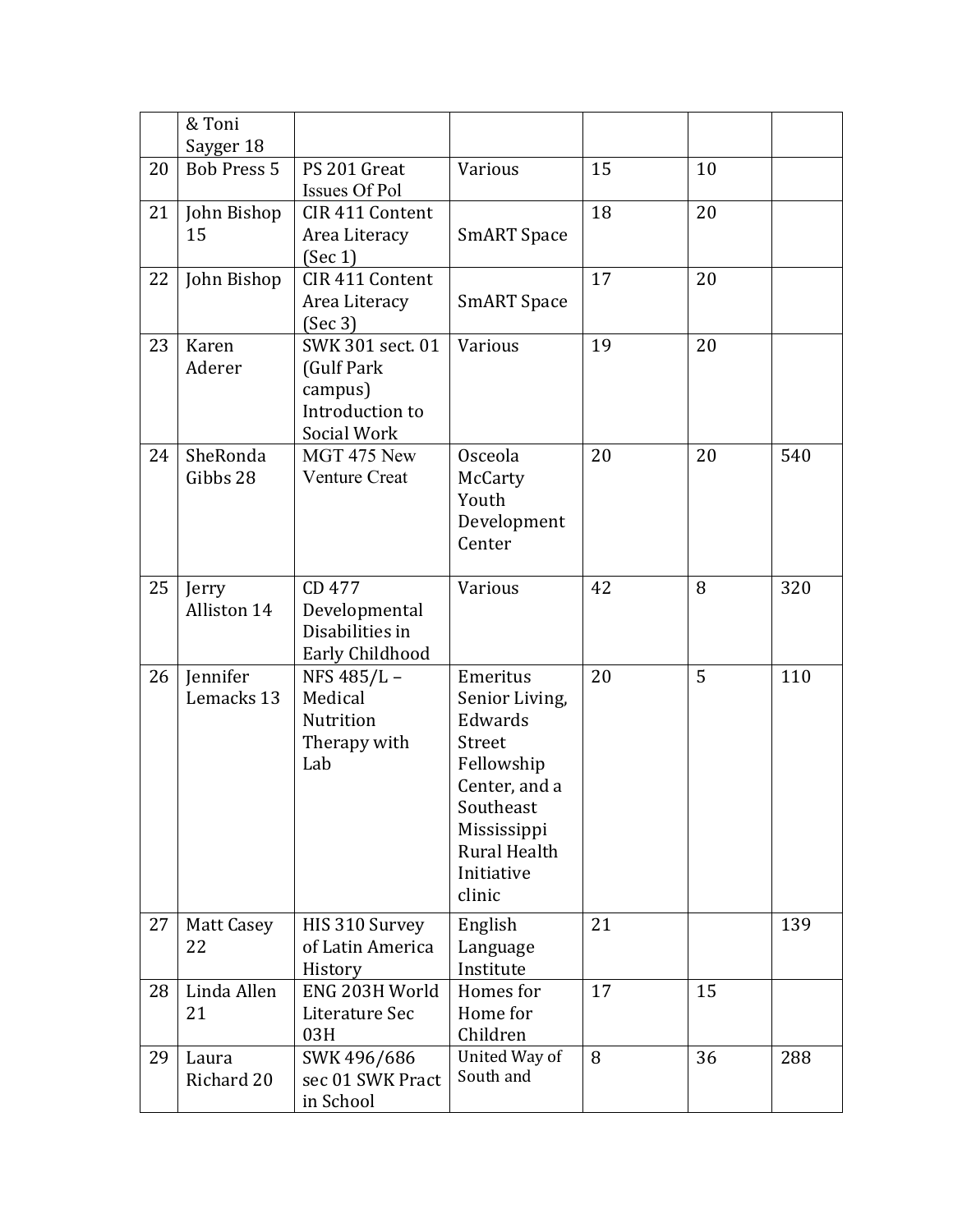| | | | | | | |
|---|---|---|---|---|---|---|
| | & Toni Sayger 18 | | | | | |
| 20 | Bob Press 5 | PS 201 Great Issues Of Pol | Various | 15 | 10 | |
| 21 | John Bishop 15 | CIR 411 Content Area Literacy (Sec 1) | SmART Space | 18 | 20 | |
| 22 | John Bishop | CIR 411 Content Area Literacy (Sec 3) | SmART Space | 17 | 20 | |
| 23 | Karen Aderer | SWK 301 sect. 01 (Gulf Park campus) Introduction to Social Work | Various | 19 | 20 | |
| 24 | SheRonda Gibbs 28 | MGT 475 New Venture Creat | Osceola McCarty Youth Development Center | 20 | 20 | 540 |
| 25 | Jerry Alliston 14 | CD 477 Developmental Disabilities in Early Childhood | Various | 42 | 8 | 320 |
| 26 | Jennifer Lemacks 13 | NFS 485/L – Medical Nutrition Therapy with Lab | Emeritus Senior Living, Edwards Street Fellowship Center, and a Southeast Mississippi Rural Health Initiative clinic | 20 | 5 | 110 |
| 27 | Matt Casey 22 | HIS 310 Survey of Latin America History | English Language Institute | 21 | | 139 |
| 28 | Linda Allen 21 | ENG 203H World Literature Sec 03H | Homes for Home for Children | 17 | 15 | |
| 29 | Laura Richard 20 | SWK 496/686 sec 01 SWK Pract in School | United Way of South and | 8 | 36 | 288 |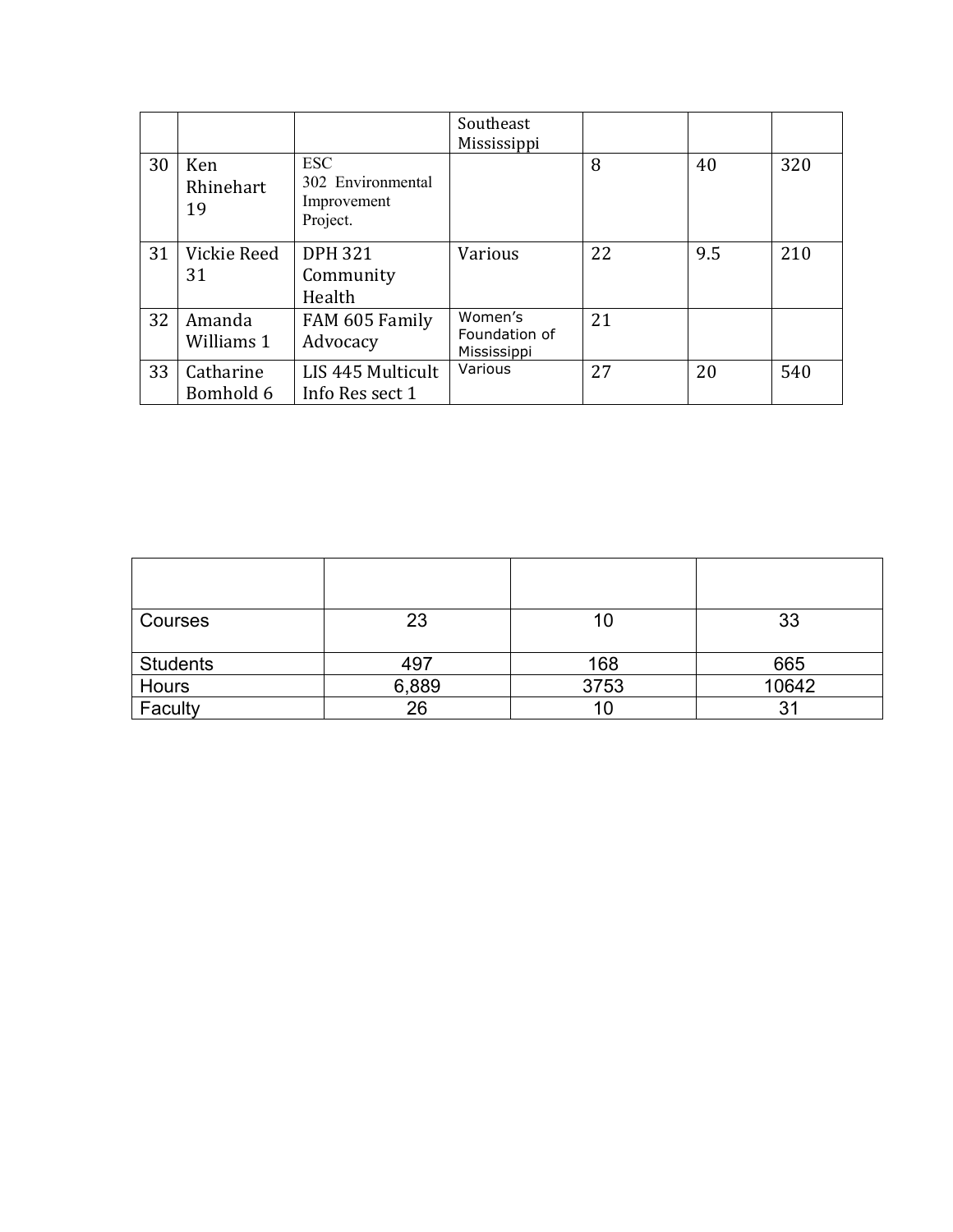| | | | | | | |
|---|---|---|---|---|---|---|
| | | | Southeast Mississippi | | | |
| 30 | Ken Rhinehart 19 | ESC 302 Environmental Improvement Project. | | 8 | 40 | 320 |
| 31 | Vickie Reed 31 | DPH 321 Community Health | Various | 22 | 9.5 | 210 |
| 32 | Amanda Williams 1 | FAM 605 Family Advocacy | Women's Foundation of Mississippi | 21 | | |
| 33 | Catharine Bomhold 6 | LIS 445 Multicult Info Res sect 1 | Various | 27 | 20 | 540 |

| | | | |
|---|---|---|---|
| Courses | 23 | 10 | 33 |
| Students | 497 | 168 | 665 |
| Hours | 6,889 | 3753 | 10642 |
| Faculty | 26 | 10 | 31 |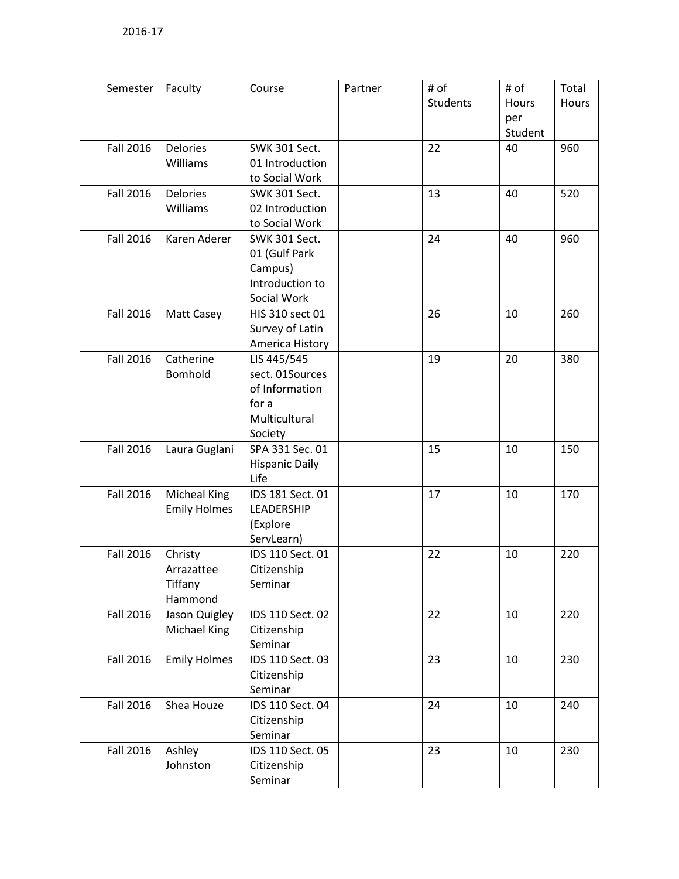2016-17

| | Semester | Faculty | Course | Partner | # of Students | # of Hours per Student | Total Hours |
|---|---|---|---|---|---|---|---|
| | Fall 2016 | Delories Williams | SWK 301 Sect. 01 Introduction to Social Work | | 22 | 40 | 960 |
| | Fall 2016 | Delories Williams | SWK 301 Sect. 02 Introduction to Social Work | | 13 | 40 | 520 |
| | Fall 2016 | Karen Aderer | SWK 301 Sect. 01 (Gulf Park Campus) Introduction to Social Work | | 24 | 40 | 960 |
| | Fall 2016 | Matt Casey | HIS 310 sect 01 Survey of Latin America History | | 26 | 10 | 260 |
| | Fall 2016 | Catherine Bomhold | LIS 445/545 sect. 01Sources of Information for a Multicultural Society | | 19 | 20 | 380 |
| | Fall 2016 | Laura Guglani | SPA 331 Sec. 01 Hispanic Daily Life | | 15 | 10 | 150 |
| | Fall 2016 | Micheal King Emily Holmes | IDS 181 Sect. 01 LEADERSHIP (Explore ServLearn) | | 17 | 10 | 170 |
| | Fall 2016 | Christy Arrazattee Tiffany Hammond | IDS 110 Sect. 01 Citizenship Seminar | | 22 | 10 | 220 |
| | Fall 2016 | Jason Quigley Michael King | IDS 110 Sect. 02 Citizenship Seminar | | 22 | 10 | 220 |
| | Fall 2016 | Emily Holmes | IDS 110 Sect. 03 Citizenship Seminar | | 23 | 10 | 230 |
| | Fall 2016 | Shea Houze | IDS 110 Sect. 04 Citizenship Seminar | | 24 | 10 | 240 |
| | Fall 2016 | Ashley Johnston | IDS 110 Sect. 05 Citizenship Seminar | | 23 | 10 | 230 |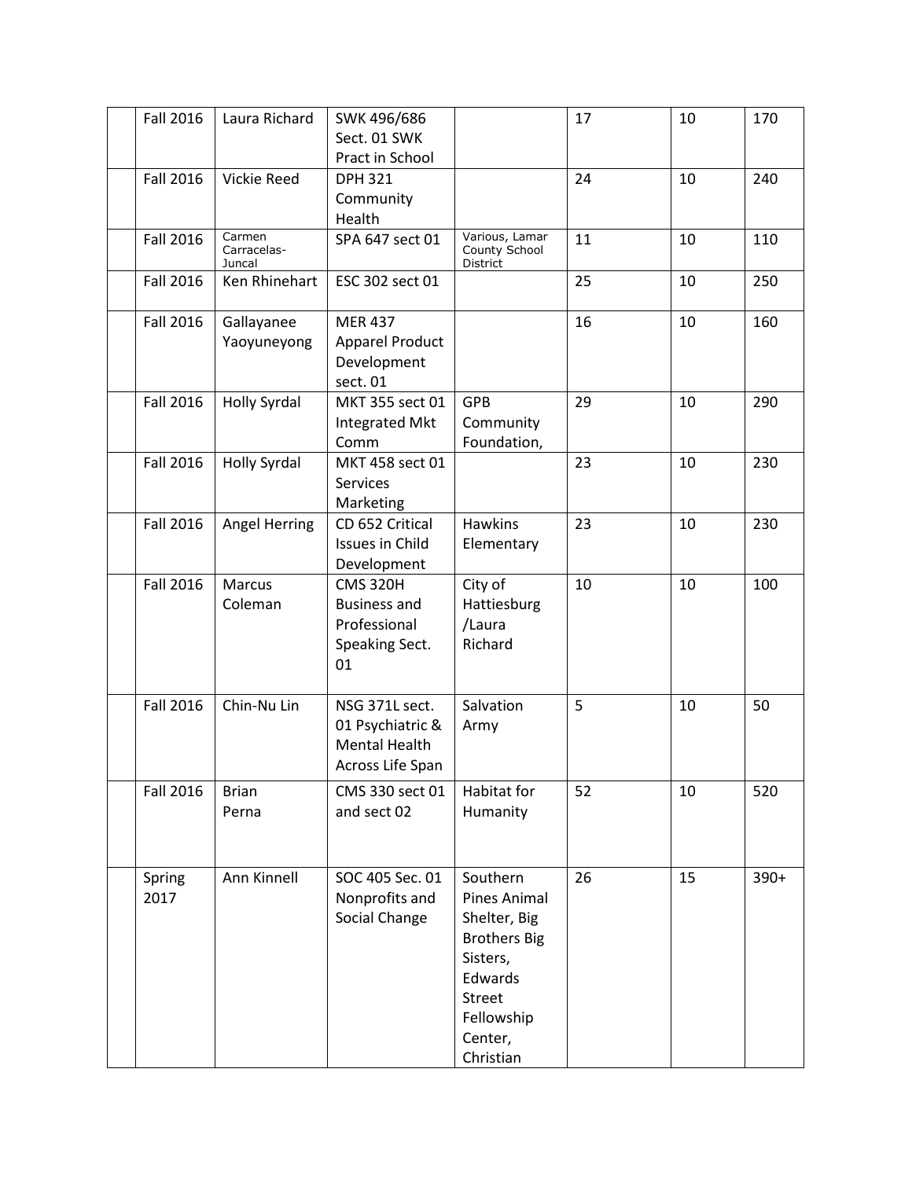| | | | | | | |
|---|---|---|---|---|---|---|
| | Fall 2016 | Laura Richard | SWK 496/686 Sect. 01 SWK Pract in School | | 17 | 10 | 170 |
| | Fall 2016 | Vickie Reed | DPH 321 Community Health | | 24 | 10 | 240 |
| | Fall 2016 | Carmen Carracelas-Juncal | SPA 647 sect 01 | Various, Lamar County School District | 11 | 10 | 110 |
| | Fall 2016 | Ken Rhinehart | ESC 302 sect 01 | | 25 | 10 | 250 |
| | Fall 2016 | Gallayanee Yaoyuneyong | MER 437 Apparel Product Development sect. 01 | | 16 | 10 | 160 |
| | Fall 2016 | Holly Syrdal | MKT 355 sect 01 Integrated Mkt Comm | GPB Community Foundation, | 29 | 10 | 290 |
| | Fall 2016 | Holly Syrdal | MKT 458 sect 01 Services Marketing | | 23 | 10 | 230 |
| | Fall 2016 | Angel Herring | CD 652 Critical Issues in Child Development | Hawkins Elementary | 23 | 10 | 230 |
| | Fall 2016 | Marcus Coleman | CMS 320H Business and Professional Speaking Sect. 01 | City of Hattiesburg /Laura Richard | 10 | 10 | 100 |
| | Fall 2016 | Chin-Nu Lin | NSG 371L sect. 01 Psychiatric & Mental Health Across Life Span | Salvation Army | 5 | 10 | 50 |
| | Fall 2016 | Brian Perna | CMS 330 sect 01 and sect 02 | Habitat for Humanity | 52 | 10 | 520 |
| | Spring 2017 | Ann Kinnell | SOC 405 Sec. 01 Nonprofits and Social Change | Southern Pines Animal Shelter, Big Brothers Big Sisters, Edwards Street Fellowship Center, Christian | 26 | 15 | 390+ |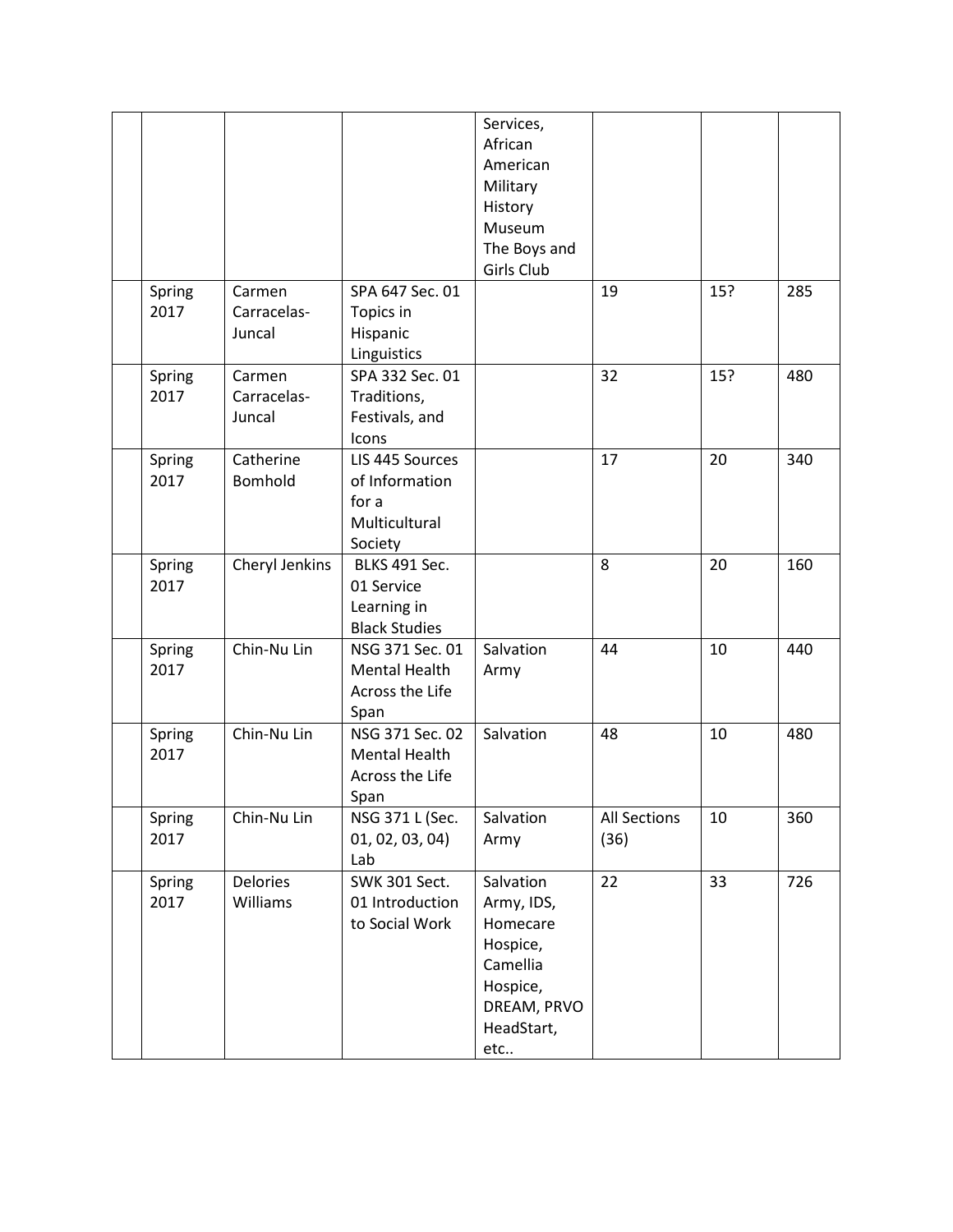|  |  |  |  | Services, African American Military History Museum The Boys and Girls Club |  |  |  |
|---|---|---|---|---|---|---|---|
|  | Spring 2017 | Carmen Carracelas-Juncal | SPA 647 Sec. 01 Topics in Hispanic Linguistics |  | 19 | 15? | 285 |
|  | Spring 2017 | Carmen Carracelas-Juncal | SPA 332 Sec. 01 Traditions, Festivals, and Icons |  | 32 | 15? | 480 |
|  | Spring 2017 | Catherine Bomhold | LIS 445 Sources of Information for a Multicultural Society |  | 17 | 20 | 340 |
|  | Spring 2017 | Cheryl Jenkins | BLKS 491 Sec. 01 Service Learning in Black Studies |  | 8 | 20 | 160 |
|  | Spring 2017 | Chin-Nu Lin | NSG 371 Sec. 01 Mental Health Across the Life Span | Salvation Army | 44 | 10 | 440 |
|  | Spring 2017 | Chin-Nu Lin | NSG 371 Sec. 02 Mental Health Across the Life Span | Salvation | 48 | 10 | 480 |
|  | Spring 2017 | Chin-Nu Lin | NSG 371 L (Sec. 01, 02, 03, 04) Lab | Salvation Army | All Sections (36) | 10 | 360 |
|  | Spring 2017 | Delories Williams | SWK 301 Sect. 01 Introduction to Social Work | Salvation Army, IDS, Homecare Hospice, Camellia Hospice, DREAM, PRVO HeadStart, etc.. | 22 | 33 | 726 |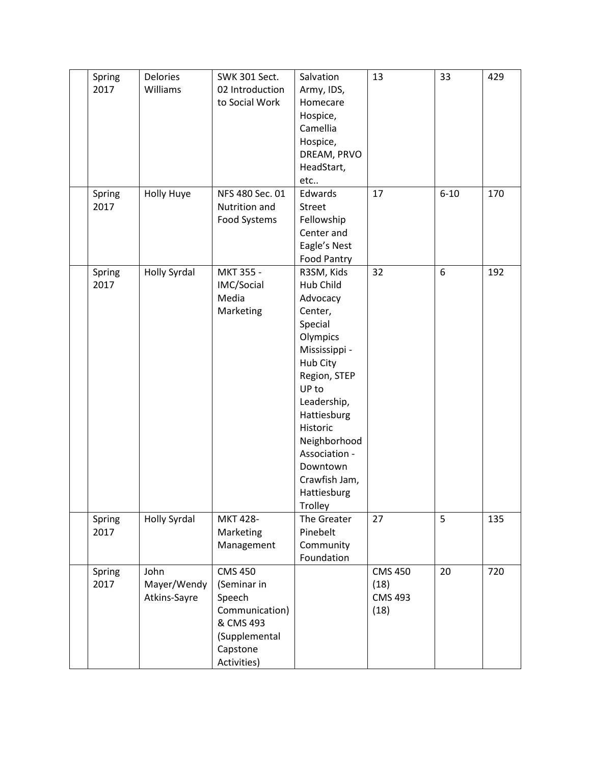| | | | | | | | |
|---|---|---|---|---|---|---|---|
| | Spring 2017 | Delories Williams | SWK 301 Sect. 02 Introduction to Social Work | Salvation Army, IDS, Homecare Hospice, Camellia Hospice, DREAM, PRVO HeadStart, etc.. | 13 | 33 | 429 |
| | Spring 2017 | Holly Huye | NFS 480 Sec. 01 Nutrition and Food Systems | Edwards Street Fellowship Center and Eagle's Nest Food Pantry | 17 | 6-10 | 170 |
| | Spring 2017 | Holly Syrdal | MKT 355 - IMC/Social Media Marketing | R3SM, Kids Hub Child Advocacy Center, Special Olympics Mississippi - Hub City Region, STEP UP to Leadership, Hattiesburg Historic Neighborhood Association - Downtown Crawfish Jam, Hattiesburg Trolley | 32 | 6 | 192 |
| | Spring 2017 | Holly Syrdal | MKT 428- Marketing Management | The Greater Pinebelt Community Foundation | 27 | 5 | 135 |
| | Spring 2017 | John Mayer/Wendy Atkins-Sayre | CMS 450 (Seminar in Speech Communication) & CMS 493 (Supplemental Capstone Activities) | | CMS 450 (18) CMS 493 (18) | 20 | 720 |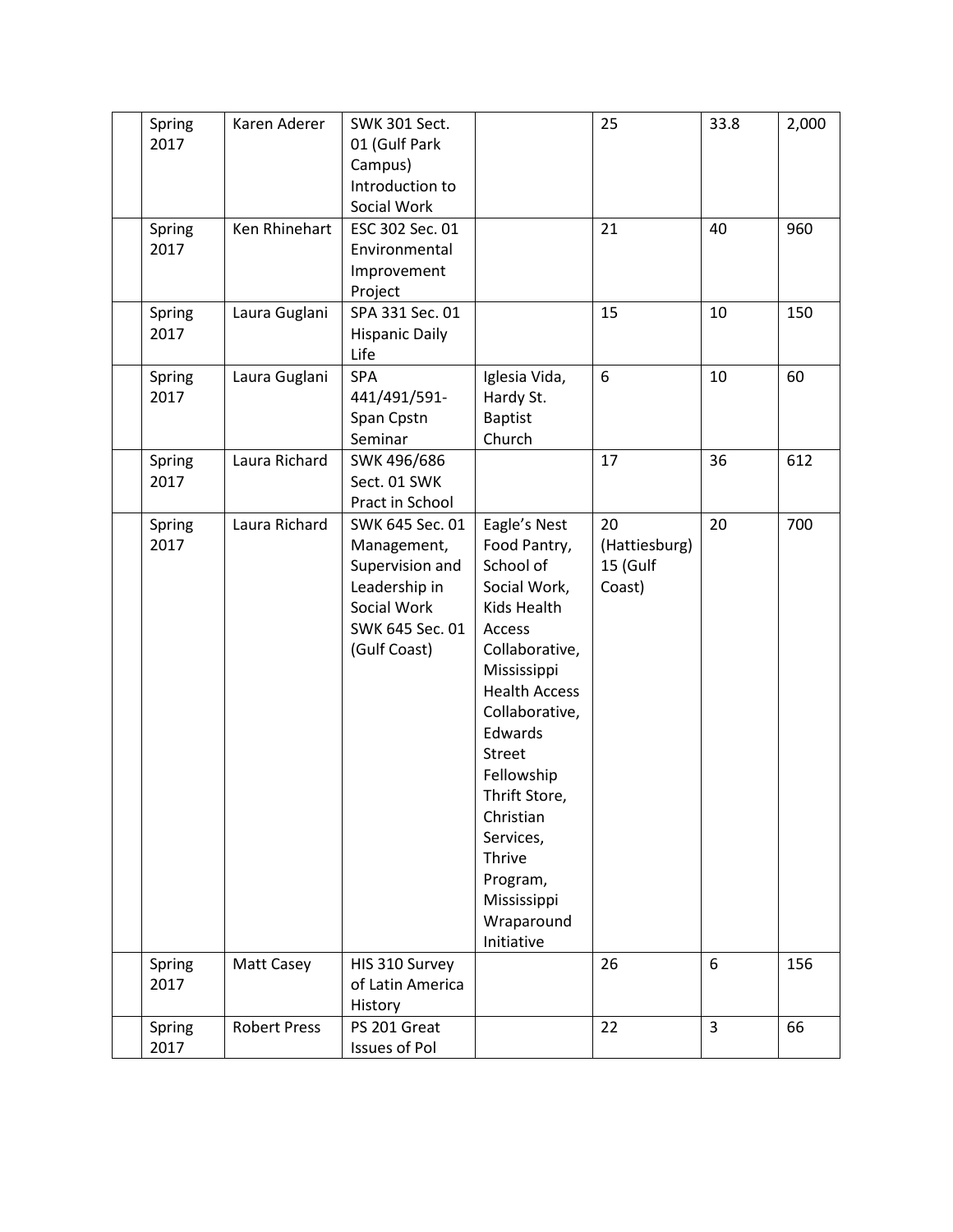| | | | | | | | |
|---|---|---|---|---|---|---|---|
| | Spring 2017 | Karen Aderer | SWK 301 Sect. 01 (Gulf Park Campus) Introduction to Social Work | | 25 | 33.8 | 2,000 |
| | Spring 2017 | Ken Rhinehart | ESC 302 Sec. 01 Environmental Improvement Project | | 21 | 40 | 960 |
| | Spring 2017 | Laura Guglani | SPA 331 Sec. 01 Hispanic Daily Life | | 15 | 10 | 150 |
| | Spring 2017 | Laura Guglani | SPA 441/491/591- Span Cpstn Seminar | Iglesia Vida, Hardy St. Baptist Church | 6 | 10 | 60 |
| | Spring 2017 | Laura Richard | SWK 496/686 Sect. 01 SWK Pract in School | | 17 | 36 | 612 |
| | Spring 2017 | Laura Richard | SWK 645 Sec. 01 Management, Supervision and Leadership in Social Work SWK 645 Sec. 01 (Gulf Coast) | Eagle's Nest Food Pantry, School of Social Work, Kids Health Access Collaborative, Mississippi Health Access Collaborative, Edwards Street Fellowship Thrift Store, Christian Services, Thrive Program, Mississippi Wraparound Initiative | 20 (Hattiesburg) 15 (Gulf Coast) | 20 | 700 |
| | Spring 2017 | Matt Casey | HIS 310 Survey of Latin America History | | 26 | 6 | 156 |
| | Spring 2017 | Robert Press | PS 201 Great Issues of Pol | | 22 | 3 | 66 |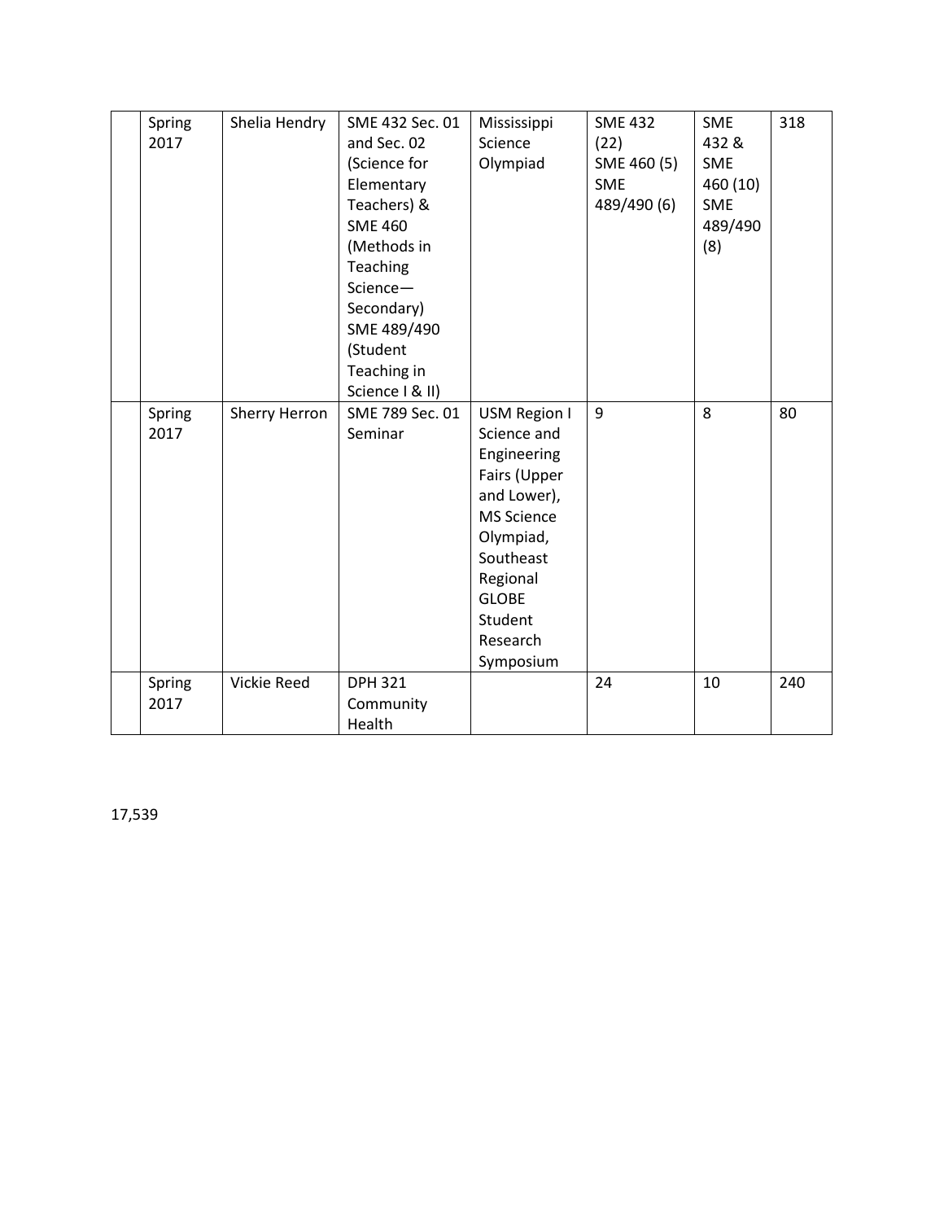| | Spring 2017 | Shelia Hendry | SME 432 Sec. 01 and Sec. 02 (Science for Elementary Teachers) & SME 460 (Methods in Teaching Science—Secondary) SME 489/490 (Student Teaching in Science I & II) | Mississippi Science Olympiad | SME 432 (22) SME 460 (5) SME 489/490 (6) | SME 432 & SME 460 (10) SME 489/490 (8) | 318 |
|---|---|---|---|---|---|---|---|
| | Spring 2017 | Sherry Herron | SME 789 Sec. 01 Seminar | USM Region I Science and Engineering Fairs (Upper and Lower), MS Science Olympiad, Southeast Regional GLOBE Student Research Symposium | 9 | 8 | 80 |
| | Spring 2017 | Vickie Reed | DPH 321 Community Health | | 24 | 10 | 240 |

17,539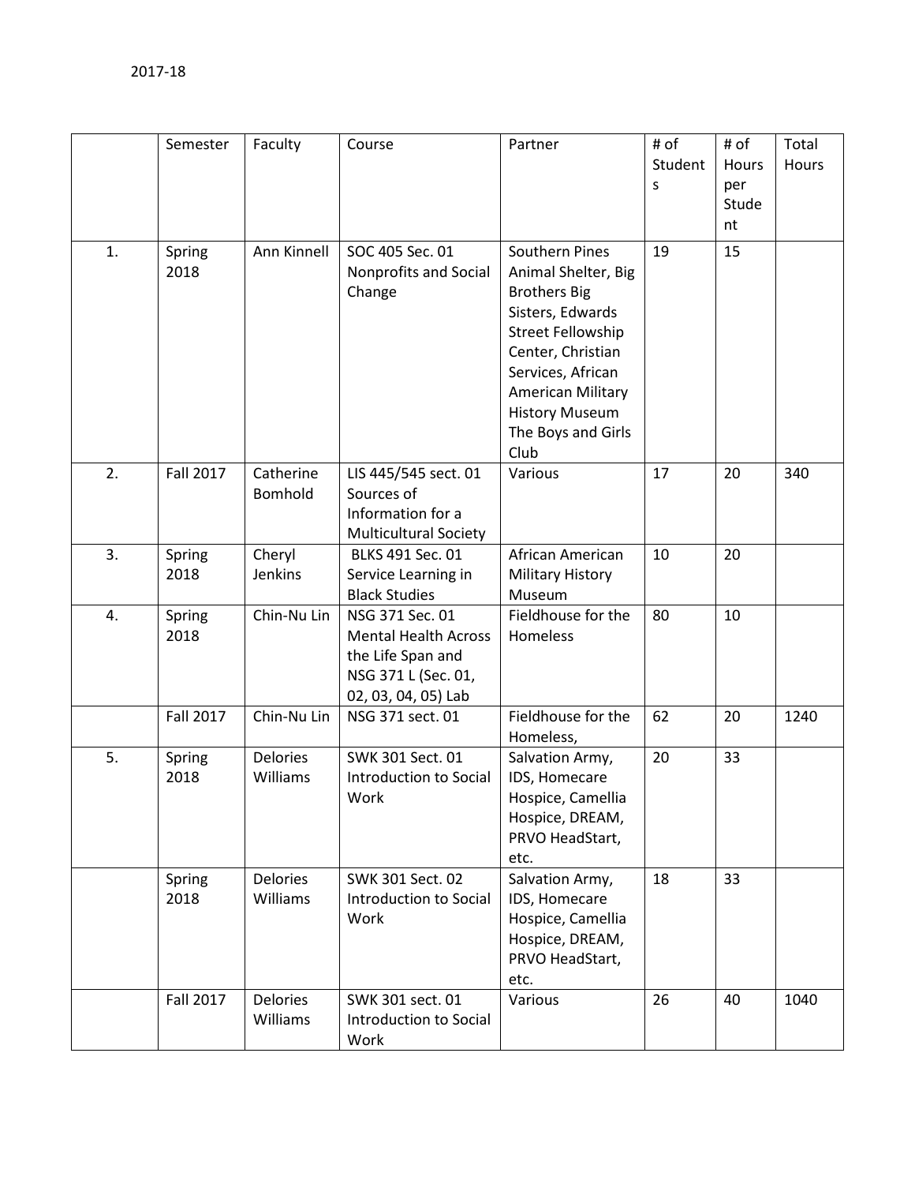2017-18

| | Semester | Faculty | Course | Partner | # of Students | # of Hours per Student | Total Hours |
|---|---|---|---|---|---|---|---|
| 1. | Spring 2018 | Ann Kinnell | SOC 405 Sec. 01 Nonprofits and Social Change | Southern Pines Animal Shelter, Big Brothers Big Sisters, Edwards Street Fellowship Center, Christian Services, African American Military History Museum The Boys and Girls Club | 19 | 15 | |
| 2. | Fall 2017 | Catherine Bomhold | LIS 445/545 sect. 01 Sources of Information for a Multicultural Society | Various | 17 | 20 | 340 |
| 3. | Spring 2018 | Cheryl Jenkins | BLKS 491 Sec. 01 Service Learning in Black Studies | African American Military History Museum | 10 | 20 | |
| 4. | Spring 2018 | Chin-Nu Lin | NSG 371 Sec. 01 Mental Health Across the Life Span and NSG 371 L (Sec. 01, 02, 03, 04, 05) Lab | Fieldhouse for the Homeless | 80 | 10 | |
| | Fall 2017 | Chin-Nu Lin | NSG 371 sect. 01 | Fieldhouse for the Homeless, | 62 | 20 | 1240 |
| 5. | Spring 2018 | Delories Williams | SWK 301 Sect. 01 Introduction to Social Work | Salvation Army, IDS, Homecare Hospice, Camellia Hospice, DREAM, PRVO HeadStart, etc. | 20 | 33 | |
| | Spring 2018 | Delories Williams | SWK 301 Sect. 02 Introduction to Social Work | Salvation Army, IDS, Homecare Hospice, Camellia Hospice, DREAM, PRVO HeadStart, etc. | 18 | 33 | |
| | Fall 2017 | Delories Williams | SWK 301 sect. 01 Introduction to Social Work | Various | 26 | 40 | 1040 |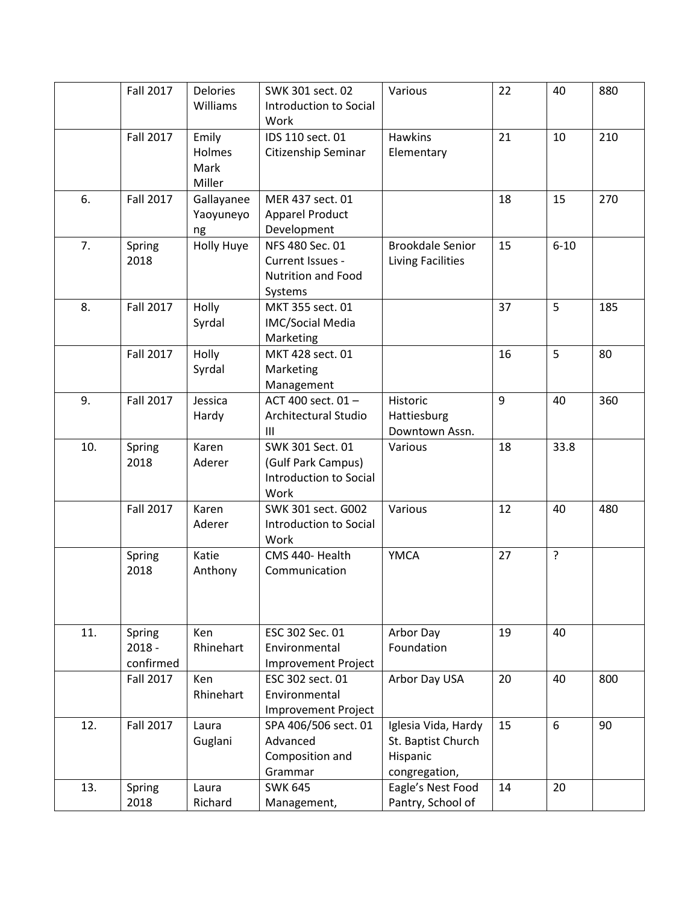| | | | | | | | |
|---|---|---|---|---|---|---|---|
| | Fall 2017 | Delories Williams | SWK 301 sect. 02 Introduction to Social Work | Various | 22 | 40 | 880 |
| | Fall 2017 | Emily Holmes Mark Miller | IDS 110 sect. 01 Citizenship Seminar | Hawkins Elementary | 21 | 10 | 210 |
| 6. | Fall 2017 | Gallayanee Yaoyuneyong | MER 437 sect. 01 Apparel Product Development | | 18 | 15 | 270 |
| 7. | Spring 2018 | Holly Huye | NFS 480 Sec. 01 Current Issues - Nutrition and Food Systems | Brookdale Senior Living Facilities | 15 | 6-10 | |
| 8. | Fall 2017 | Holly Syrdal | MKT 355 sect. 01 IMC/Social Media Marketing | | 37 | 5 | 185 |
| | Fall 2017 | Holly Syrdal | MKT 428 sect. 01 Marketing Management | | 16 | 5 | 80 |
| 9. | Fall 2017 | Jessica Hardy | ACT 400 sect. 01 – Architectural Studio III | Historic Hattiesburg Downtown Assn. | 9 | 40 | 360 |
| 10. | Spring 2018 | Karen Aderer | SWK 301 Sect. 01 (Gulf Park Campus) Introduction to Social Work | Various | 18 | 33.8 | |
| | Fall 2017 | Karen Aderer | SWK 301 sect. G002 Introduction to Social Work | Various | 12 | 40 | 480 |
| | Spring 2018 | Katie Anthony | CMS 440- Health Communication | YMCA | 27 | ? | |
| 11. | Spring 2018 - confirmed | Ken Rhinehart | ESC 302 Sec. 01 Environmental Improvement Project | Arbor Day Foundation | 19 | 40 | |
| | Fall 2017 | Ken Rhinehart | ESC 302 sect. 01 Environmental Improvement Project | Arbor Day USA | 20 | 40 | 800 |
| 12. | Fall 2017 | Laura Guglani | SPA 406/506 sect. 01 Advanced Composition and Grammar | Iglesia Vida, Hardy St. Baptist Church Hispanic congregation, | 15 | 6 | 90 |
| 13. | Spring 2018 | Laura Richard | SWK 645 Management, | Eagle's Nest Food Pantry, School of | 14 | 20 | |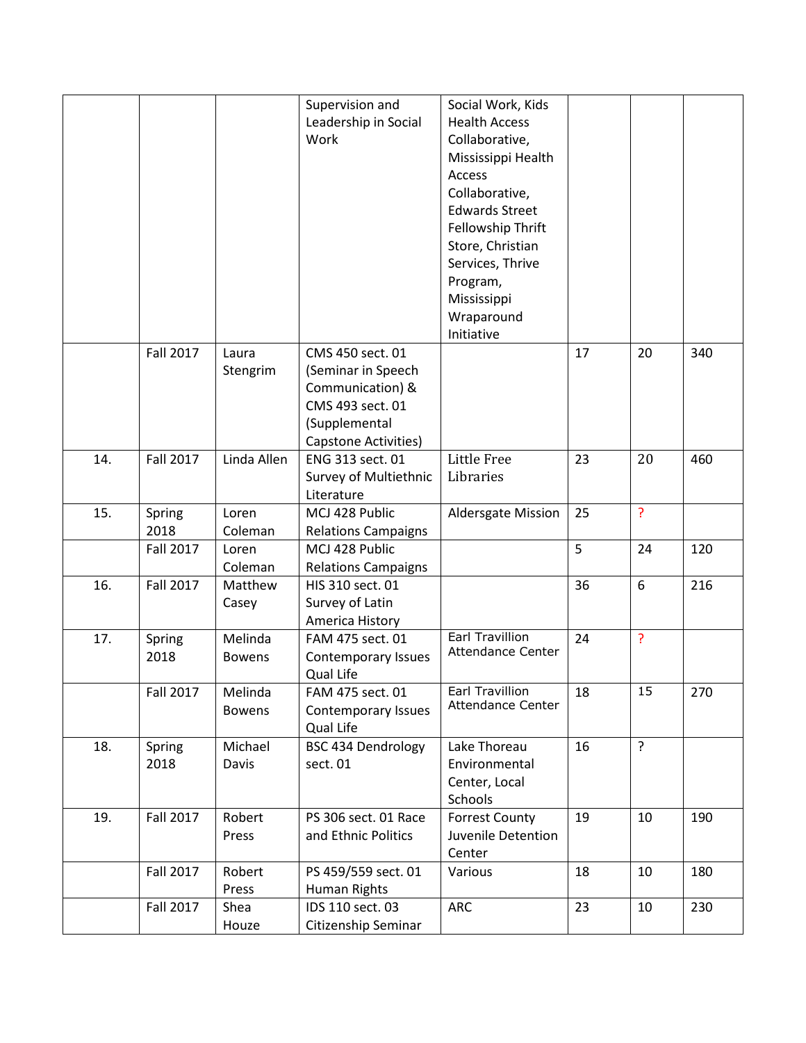| | | | | | | | |
|---|---|---|---|---|---|---|---|
| | | | Supervision and Leadership in Social Work | Social Work, Kids Health Access Collaborative, Mississippi Health Access Collaborative, Edwards Street Fellowship Thrift Store, Christian Services, Thrive Program, Mississippi Wraparound Initiative | | | |
| | Fall 2017 | Laura Stengrim | CMS 450 sect. 01 (Seminar in Speech Communication) & CMS 493 sect. 01 (Supplemental Capstone Activities) | | 17 | 20 | 340 |
| 14. | Fall 2017 | Linda Allen | ENG 313 sect. 01 Survey of Multiethnic Literature | Little Free Libraries | 23 | 20 | 460 |
| 15. | Spring 2018 | Loren Coleman | MCJ 428 Public Relations Campaigns | Aldersgate Mission | 25 | ? | |
| | Fall 2017 | Loren Coleman | MCJ 428 Public Relations Campaigns | | 5 | 24 | 120 |
| 16. | Fall 2017 | Matthew Casey | HIS 310 sect. 01 Survey of Latin America History | | 36 | 6 | 216 |
| 17. | Spring 2018 | Melinda Bowens | FAM 475 sect. 01 Contemporary Issues Qual Life | Earl Travillion Attendance Center | 24 | ? | |
| | Fall 2017 | Melinda Bowens | FAM 475 sect. 01 Contemporary Issues Qual Life | Earl Travillion Attendance Center | 18 | 15 | 270 |
| 18. | Spring 2018 | Michael Davis | BSC 434 Dendrology sect. 01 | Lake Thoreau Environmental Center, Local Schools | 16 | ? | |
| 19. | Fall 2017 | Robert Press | PS 306 sect. 01 Race and Ethnic Politics | Forrest County Juvenile Detention Center | 19 | 10 | 190 |
| | Fall 2017 | Robert Press | PS 459/559 sect. 01 Human Rights | Various | 18 | 10 | 180 |
| | Fall 2017 | Shea Houze | IDS 110 sect. 03 Citizenship Seminar | ARC | 23 | 10 | 230 |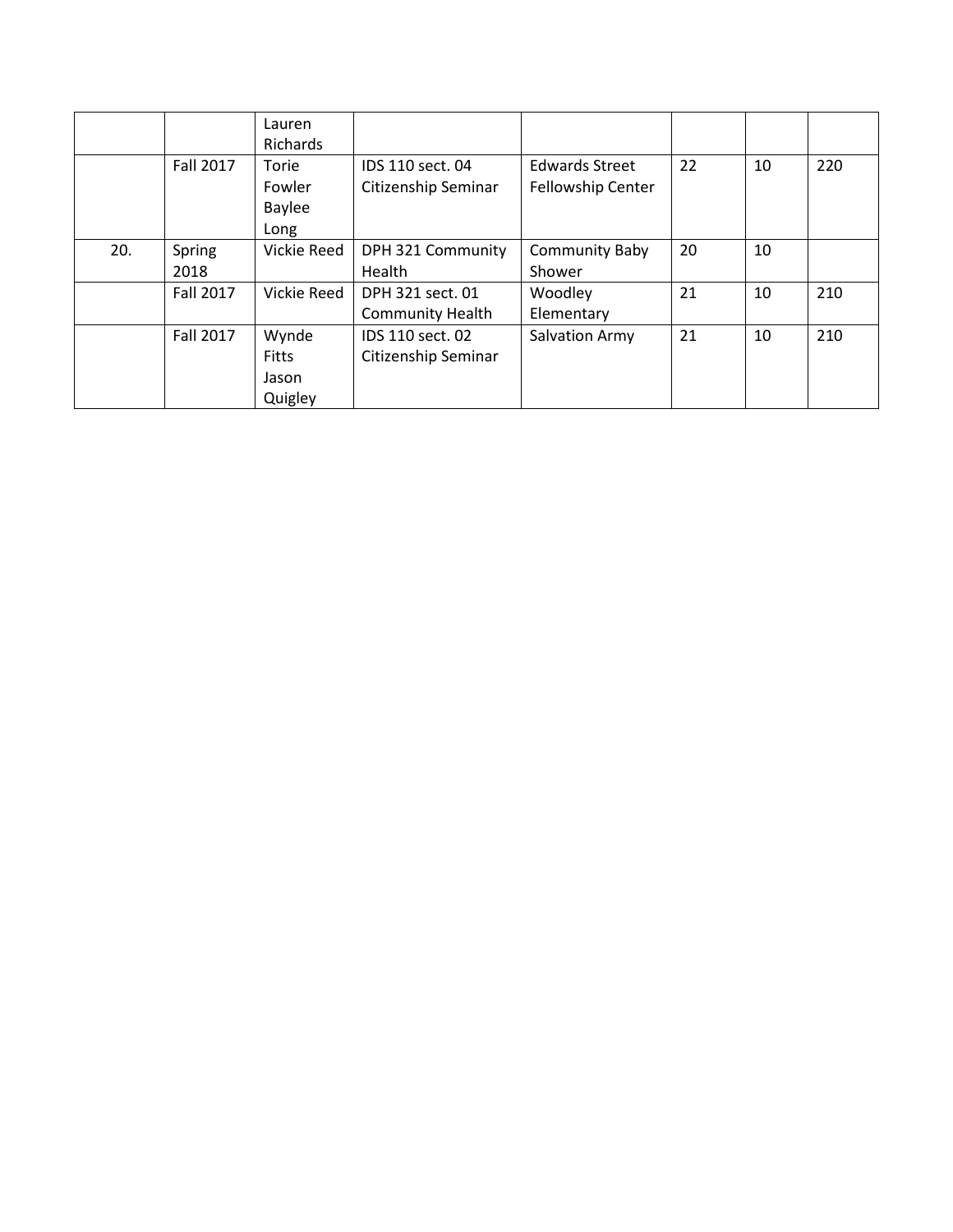| | | | | | | | |
|---|---|---|---|---|---|---|---|
| | | Lauren Richards | | | | | |
| | Fall 2017 | Torie Fowler Baylee Long | IDS 110 sect. 04 Citizenship Seminar | Edwards Street Fellowship Center | 22 | 10 | 220 |
| 20. | Spring 2018 | Vickie Reed | DPH 321 Community Health | Community Baby Shower | 20 | 10 | |
| | Fall 2017 | Vickie Reed | DPH 321 sect. 01 Community Health | Woodley Elementary | 21 | 10 | 210 |
| | Fall 2017 | Wynde Fitts Jason Quigley | IDS 110 sect. 02 Citizenship Seminar | Salvation Army | 21 | 10 | 210 |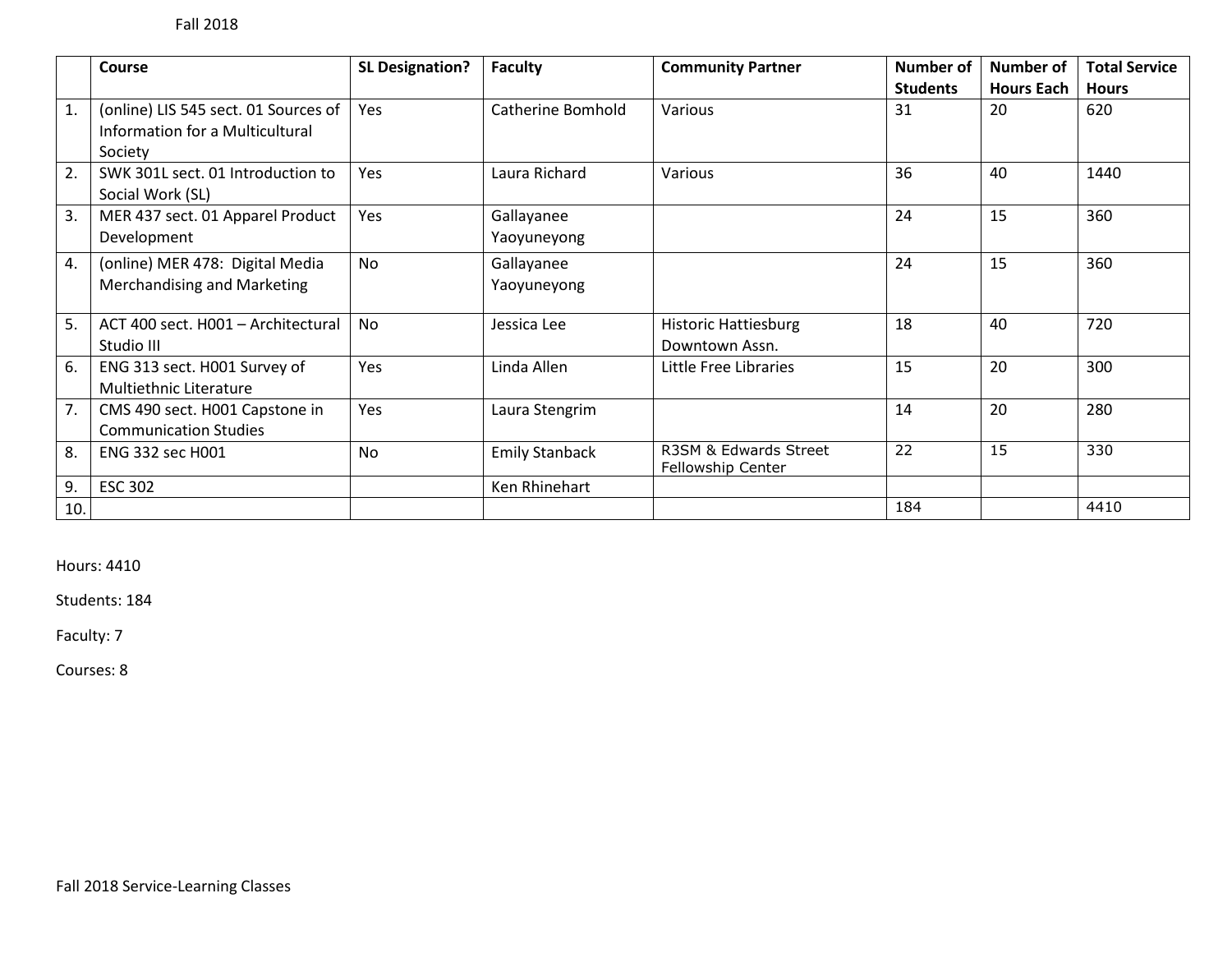Fall 2018

| | Course | SL Designation? | Faculty | Community Partner | Number of Students | Number of Hours Each | Total Service Hours |
|---|---|---|---|---|---|---|---|
| 1. | (online) LIS 545 sect. 01 Sources of Information for a Multicultural Society | Yes | Catherine Bomhold | Various | 31 | 20 | 620 |
| 2. | SWK 301L sect. 01 Introduction to Social Work (SL) | Yes | Laura Richard | Various | 36 | 40 | 1440 |
| 3. | MER 437 sect. 01 Apparel Product Development | Yes | Gallayanee Yaoyuneyong | | 24 | 15 | 360 |
| 4. | (online) MER 478: Digital Media Merchandising and Marketing | No | Gallayanee Yaoyuneyong | | 24 | 15 | 360 |
| 5. | ACT 400 sect. H001 – Architectural Studio III | No | Jessica Lee | Historic Hattiesburg Downtown Assn. | 18 | 40 | 720 |
| 6. | ENG 313 sect. H001 Survey of Multiethnic Literature | Yes | Linda Allen | Little Free Libraries | 15 | 20 | 300 |
| 7. | CMS 490 sect. H001 Capstone in Communication Studies | Yes | Laura Stengrim | | 14 | 20 | 280 |
| 8. | ENG 332 sec H001 | No | Emily Stanback | R3SM & Edwards Street Fellowship Center | 22 | 15 | 330 |
| 9. | ESC 302 | | Ken Rhinehart | | | | |
| 10. | | | | | 184 | | 4410 |

Hours: 4410

Students: 184

Faculty: 7

Courses: 8

Fall 2018 Service-Learning Classes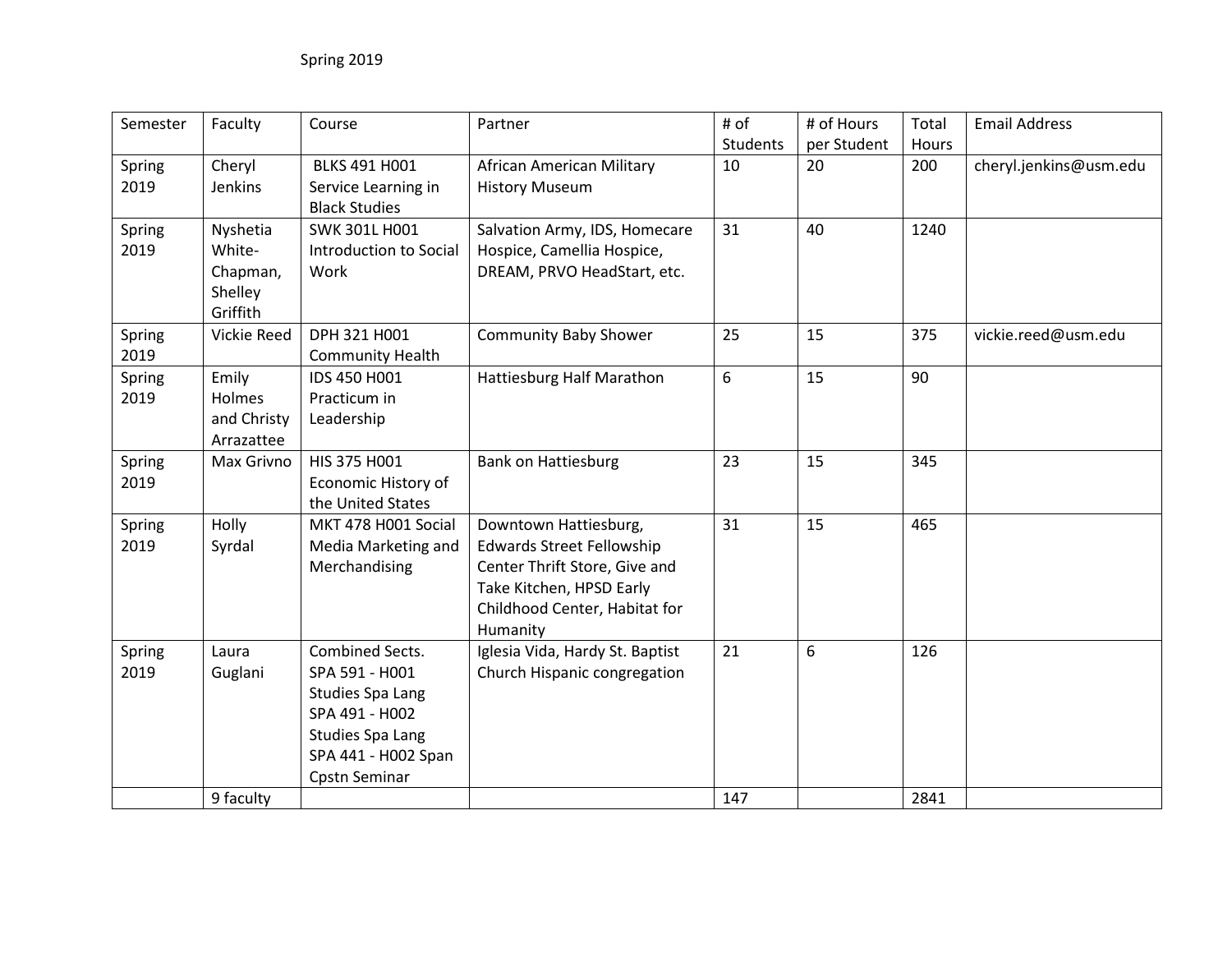Spring 2019

| Semester | Faculty | Course | Partner | # of Students | # of Hours per Student | Total Hours | Email Address |
|---|---|---|---|---|---|---|---|
| Spring 2019 | Cheryl Jenkins | BLKS 491 H001 Service Learning in Black Studies | African American Military History Museum | 10 | 20 | 200 | cheryl.jenkins@usm.edu |
| Spring 2019 | Nyshetia White-Chapman, Shelley Griffith | SWK 301L H001 Introduction to Social Work | Salvation Army, IDS, Homecare Hospice, Camellia Hospice, DREAM, PRVO HeadStart, etc. | 31 | 40 | 1240 | |
| Spring 2019 | Vickie Reed | DPH 321 H001 Community Health | Community Baby Shower | 25 | 15 | 375 | vickie.reed@usm.edu |
| Spring 2019 | Emily Holmes and Christy Arrazattee | IDS 450 H001 Practicum in Leadership | Hattiesburg Half Marathon | 6 | 15 | 90 | |
| Spring 2019 | Max Grivno | HIS 375 H001 Economic History of the United States | Bank on Hattiesburg | 23 | 15 | 345 | |
| Spring 2019 | Holly Syrdal | MKT 478 H001 Social Media Marketing and Merchandising | Downtown Hattiesburg, Edwards Street Fellowship Center Thrift Store, Give and Take Kitchen, HPSD Early Childhood Center, Habitat for Humanity | 31 | 15 | 465 | |
| Spring 2019 | Laura Guglani | Combined Sects. SPA 591 - H001 Studies Spa Lang SPA 491 - H002 Studies Spa Lang SPA 441 - H002 Span Cpstn Seminar | Iglesia Vida, Hardy St. Baptist Church Hispanic congregation | 21 | 6 | 126 | |
| | 9 faculty | | | 147 | | 2841 | |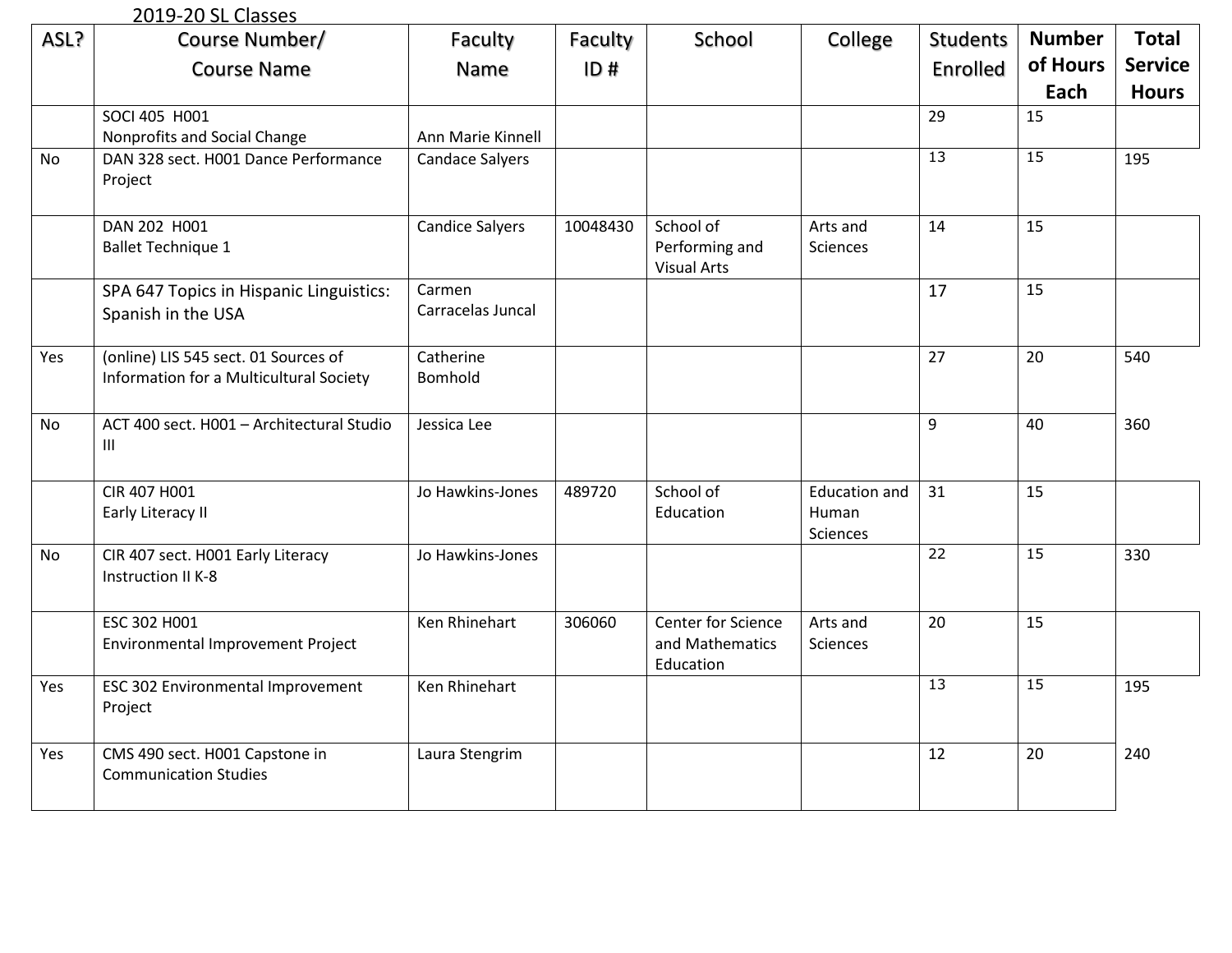2019-20 SL Classes

| ASL? | Course Number/ Course Name | Faculty Name | Faculty ID # | School | College | Students Enrolled | Number of Hours Each | Total Service Hours |
|---|---|---|---|---|---|---|---|---|
| | SOCI 405 H001 Nonprofits and Social Change | Ann Marie Kinnell | | | | 29 | 15 | |
| No | DAN 328 sect. H001 Dance Performance Project | Candace Salyers | | | | 13 | 15 | 195 |
| | DAN 202 H001 Ballet Technique 1 | Candice Salyers | 10048430 | School of Performing and Visual Arts | Arts and Sciences | 14 | 15 | |
| | SPA 647 Topics in Hispanic Linguistics: Spanish in the USA | Carmen Carracelas Juncal | | | | 17 | 15 | |
| Yes | (online) LIS 545 sect. 01 Sources of Information for a Multicultural Society | Catherine Bomhold | | | | 27 | 20 | 540 |
| No | ACT 400 sect. H001 – Architectural Studio III | Jessica Lee | | | | 9 | 40 | 360 |
| | CIR 407 H001 Early Literacy II | Jo Hawkins-Jones | 489720 | School of Education | Education and Human Sciences | 31 | 15 | |
| No | CIR 407 sect. H001 Early Literacy Instruction II K-8 | Jo Hawkins-Jones | | | | 22 | 15 | 330 |
| | ESC 302 H001 Environmental Improvement Project | Ken Rhinehart | 306060 | Center for Science and Mathematics Education | Arts and Sciences | 20 | 15 | |
| Yes | ESC 302 Environmental Improvement Project | Ken Rhinehart | | | | 13 | 15 | 195 |
| Yes | CMS 490 sect. H001 Capstone in Communication Studies | Laura Stengrim | | | | 12 | 20 | 240 |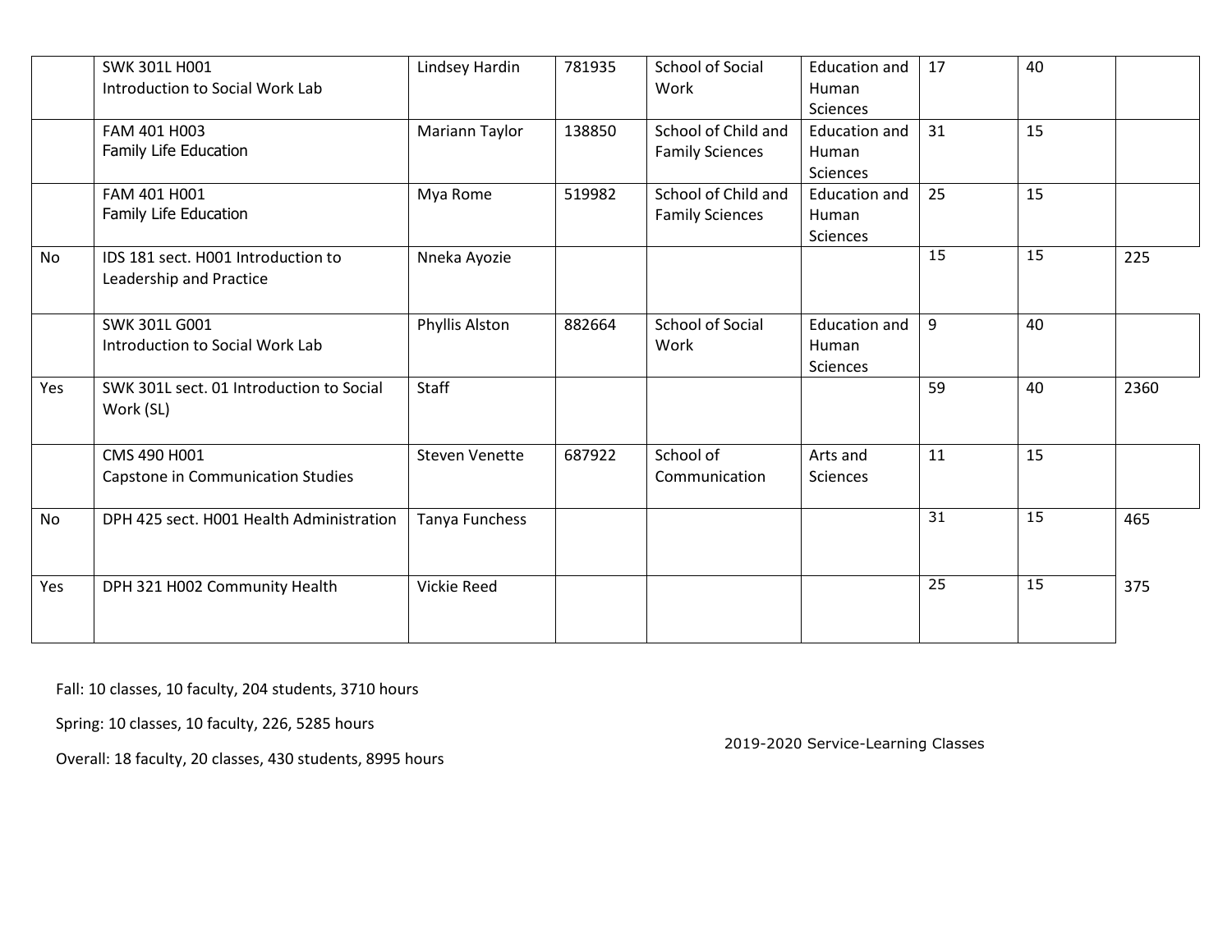| | | | | | | | | |
|---|---|---|---|---|---|---|---|---|
| | SWK 301L H001<br>Introduction to Social Work Lab | Lindsey Hardin | 781935 | School of Social Work | Education and Human Sciences | 17 | 40 | |
| | FAM 401 H003<br>Family Life Education | Mariann Taylor | 138850 | School of Child and Family Sciences | Education and Human Sciences | 31 | 15 | |
| | FAM 401 H001<br>Family Life Education | Mya Rome | 519982 | School of Child and Family Sciences | Education and Human Sciences | 25 | 15 | |
| No | IDS 181 sect. H001 Introduction to Leadership and Practice | Nneka Ayozie | | | | 15 | 15 | 225 |
| | SWK 301L G001<br>Introduction to Social Work Lab | Phyllis Alston | 882664 | School of Social Work | Education and Human Sciences | 9 | 40 | |
| Yes | SWK 301L sect. 01 Introduction to Social Work (SL) | Staff | | | | 59 | 40 | 2360 |
| | CMS 490 H001<br>Capstone in Communication Studies | Steven Venette | 687922 | School of Communication | Arts and Sciences | 11 | 15 | |
| No | DPH 425 sect. H001 Health Administration | Tanya Funchess | | | | 31 | 15 | 465 |
| Yes | DPH 321 H002 Community Health | Vickie Reed | | | | 25 | 15 | 375 |

Fall: 10 classes, 10 faculty, 204 students, 3710 hours

Spring: 10 classes, 10 faculty, 226, 5285 hours

Overall: 18 faculty, 20 classes, 430 students, 8995 hours

2019-2020 Service-Learning Classes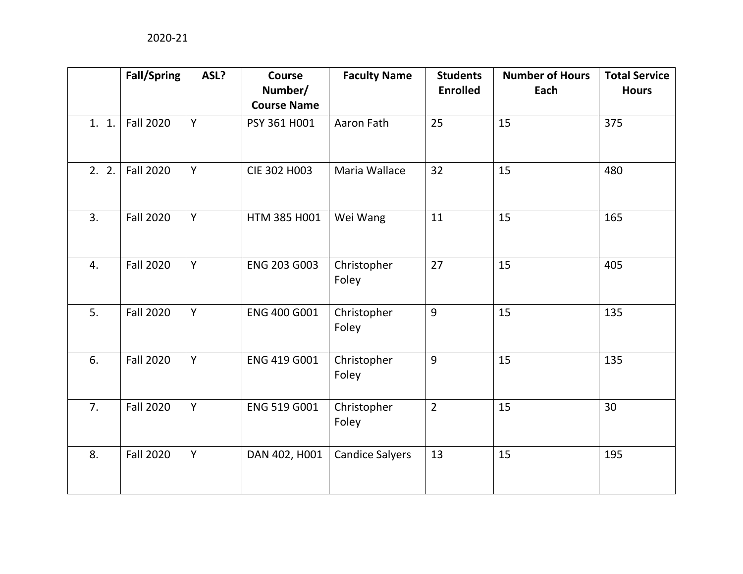2020-21

| | Fall/Spring | ASL? | Course Number/ Course Name | Faculty Name | Students Enrolled | Number of Hours Each | Total Service Hours |
|---|---|---|---|---|---|---|---|
| 1. 1. | Fall 2020 | Y | PSY 361 H001 | Aaron Fath | 25 | 15 | 375 |
| 2. 2. | Fall 2020 | Y | CIE 302 H003 | Maria Wallace | 32 | 15 | 480 |
| 3. | Fall 2020 | Y | HTM 385 H001 | Wei Wang | 11 | 15 | 165 |
| 4. | Fall 2020 | Y | ENG 203 G003 | Christopher Foley | 27 | 15 | 405 |
| 5. | Fall 2020 | Y | ENG 400 G001 | Christopher Foley | 9 | 15 | 135 |
| 6. | Fall 2020 | Y | ENG 419 G001 | Christopher Foley | 9 | 15 | 135 |
| 7. | Fall 2020 | Y | ENG 519 G001 | Christopher Foley | 2 | 15 | 30 |
| 8. | Fall 2020 | Y | DAN 402, H001 | Candice Salyers | 13 | 15 | 195 |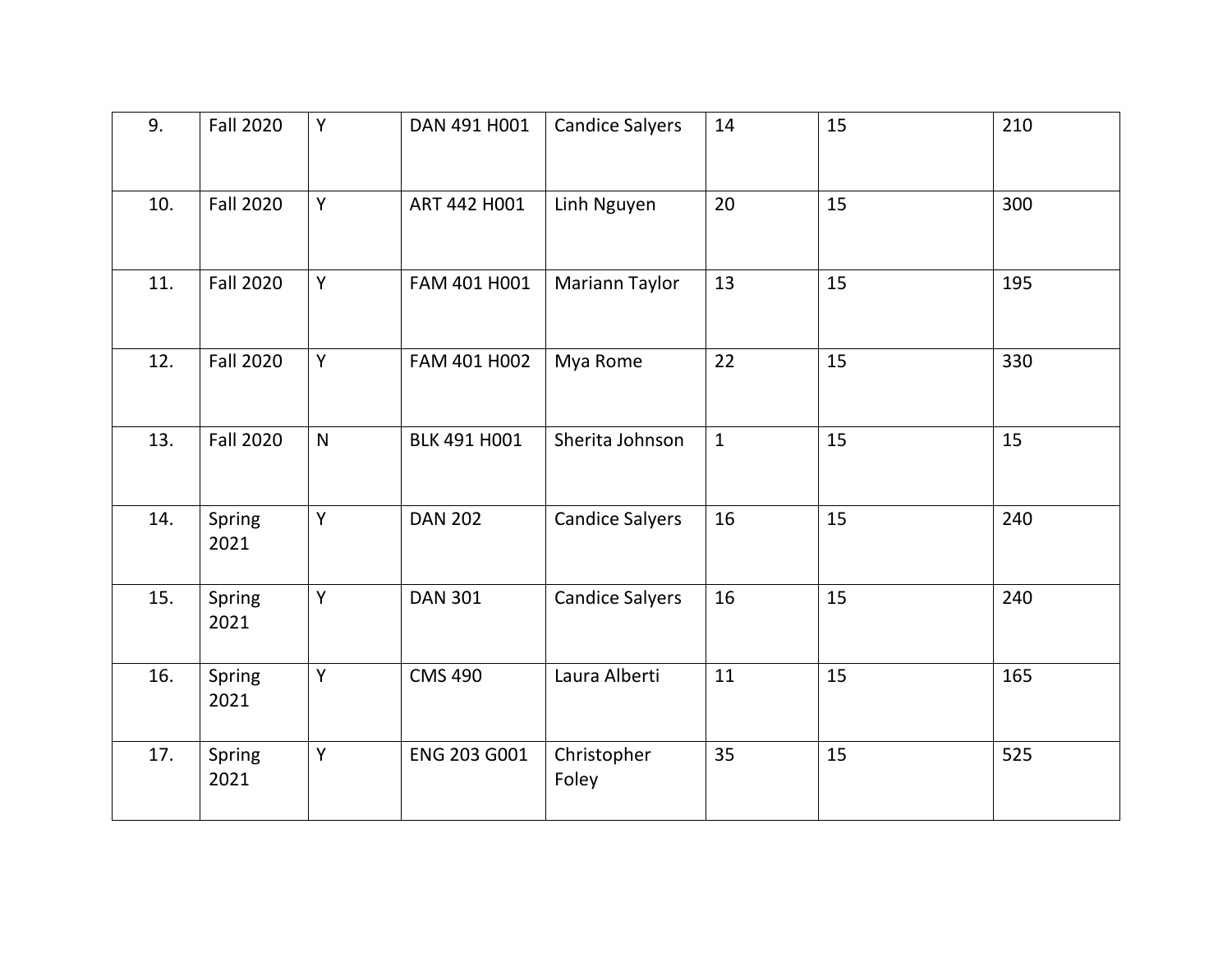| | | | | | | | |
|---|---|---|---|---|---|---|---|
| 9. | Fall 2020 | Y | DAN 491 H001 | Candice Salyers | 14 | 15 | 210 |
| 10. | Fall 2020 | Y | ART 442 H001 | Linh Nguyen | 20 | 15 | 300 |
| 11. | Fall 2020 | Y | FAM 401 H001 | Mariann Taylor | 13 | 15 | 195 |
| 12. | Fall 2020 | Y | FAM 401 H002 | Mya Rome | 22 | 15 | 330 |
| 13. | Fall 2020 | N | BLK 491 H001 | Sherita Johnson | 1 | 15 | 15 |
| 14. | Spring 2021 | Y | DAN 202 | Candice Salyers | 16 | 15 | 240 |
| 15. | Spring 2021 | Y | DAN 301 | Candice Salyers | 16 | 15 | 240 |
| 16. | Spring 2021 | Y | CMS 490 | Laura Alberti | 11 | 15 | 165 |
| 17. | Spring 2021 | Y | ENG 203 G001 | Christopher Foley | 35 | 15 | 525 |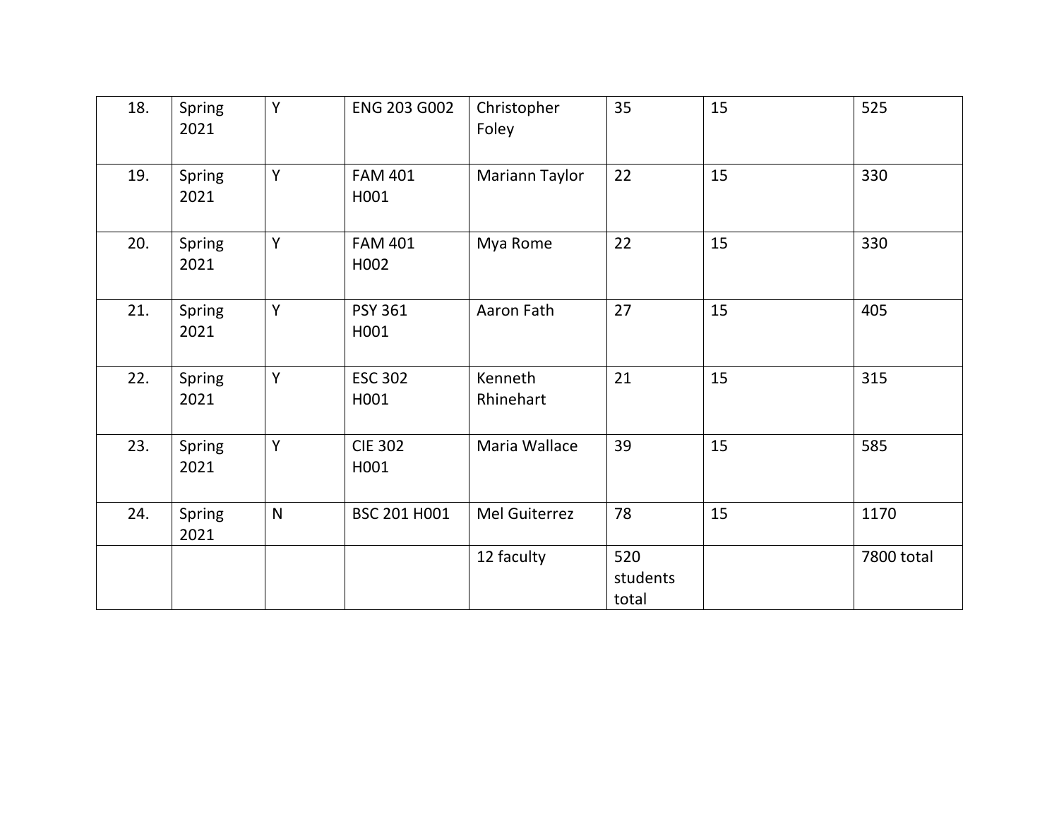| 18. | Spring 2021 | Y | ENG 203 G002 | Christopher Foley | 35 | 15 | 525 |
|---|---|---|---|---|---|---|---|
| 19. | Spring 2021 | Y | FAM 401 H001 | Mariann Taylor | 22 | 15 | 330 |
| 20. | Spring 2021 | Y | FAM 401 H002 | Mya Rome | 22 | 15 | 330 |
| 21. | Spring 2021 | Y | PSY 361 H001 | Aaron Fath | 27 | 15 | 405 |
| 22. | Spring 2021 | Y | ESC 302 H001 | Kenneth Rhinehart | 21 | 15 | 315 |
| 23. | Spring 2021 | Y | CIE 302 H001 | Maria Wallace | 39 | 15 | 585 |
| 24. | Spring 2021 | N | BSC 201 H001 | Mel Guiterrez | 78 | 15 | 1170 |
| | | | | 12 faculty | 520 students total | | 7800 total |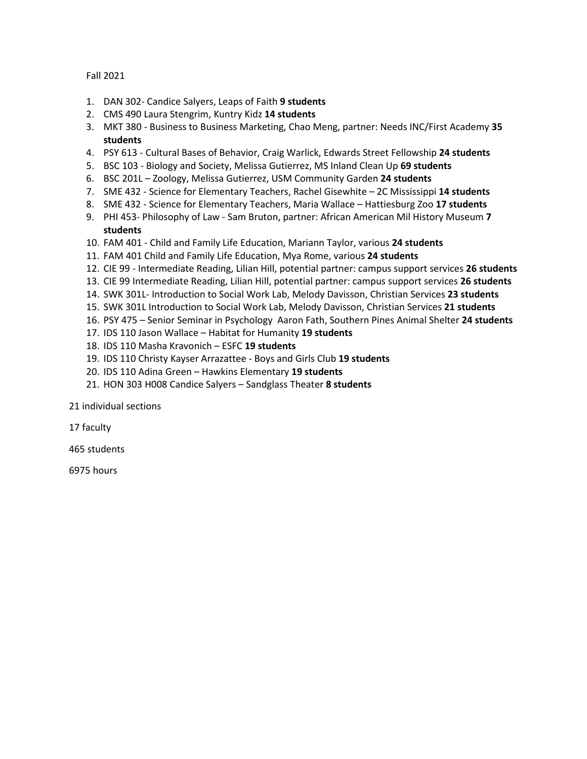Fall 2021

1. DAN 302- Candice Salyers, Leaps of Faith **9 students**
2. CMS 490 Laura Stengrim, Kuntry Kidz **14 students**
3. MKT 380 - Business to Business Marketing, Chao Meng, partner: Needs INC/First Academy **35 students**
4. PSY 613 - Cultural Bases of Behavior, Craig Warlick, Edwards Street Fellowship **24 students**
5. BSC 103 - Biology and Society, Melissa Gutierrez, MS Inland Clean Up **69 students**
6. BSC 201L – Zoology, Melissa Gutierrez, USM Community Garden **24 students**
7. SME 432 - Science for Elementary Teachers, Rachel Gisewhite – 2C Mississippi **14 students**
8. SME 432 - Science for Elementary Teachers, Maria Wallace – Hattiesburg Zoo **17 students**
9. PHI 453- Philosophy of Law - Sam Bruton, partner: African American Mil History Museum **7 students**
10. FAM 401 - Child and Family Life Education, Mariann Taylor, various **24 students**
11. FAM 401 Child and Family Life Education, Mya Rome, various **24 students**
12. CIE 99 - Intermediate Reading, Lilian Hill, potential partner: campus support services **26 students**
13. CIE 99 Intermediate Reading, Lilian Hill, potential partner: campus support services **26 students**
14. SWK 301L- Introduction to Social Work Lab, Melody Davisson, Christian Services **23 students**
15. SWK 301L Introduction to Social Work Lab, Melody Davisson, Christian Services **21 students**
16. PSY 475 – Senior Seminar in Psychology Aaron Fath, Southern Pines Animal Shelter **24 students**
17. IDS 110 Jason Wallace – Habitat for Humanity **19 students**
18. IDS 110 Masha Kravonich – ESFC **19 students**
19. IDS 110 Christy Kayser Arrazattee - Boys and Girls Club **19 students**
20. IDS 110 Adina Green – Hawkins Elementary **19 students**
21. HON 303 H008 Candice Salyers – Sandglass Theater **8 students**

21 individual sections

17 faculty

465 students

6975 hours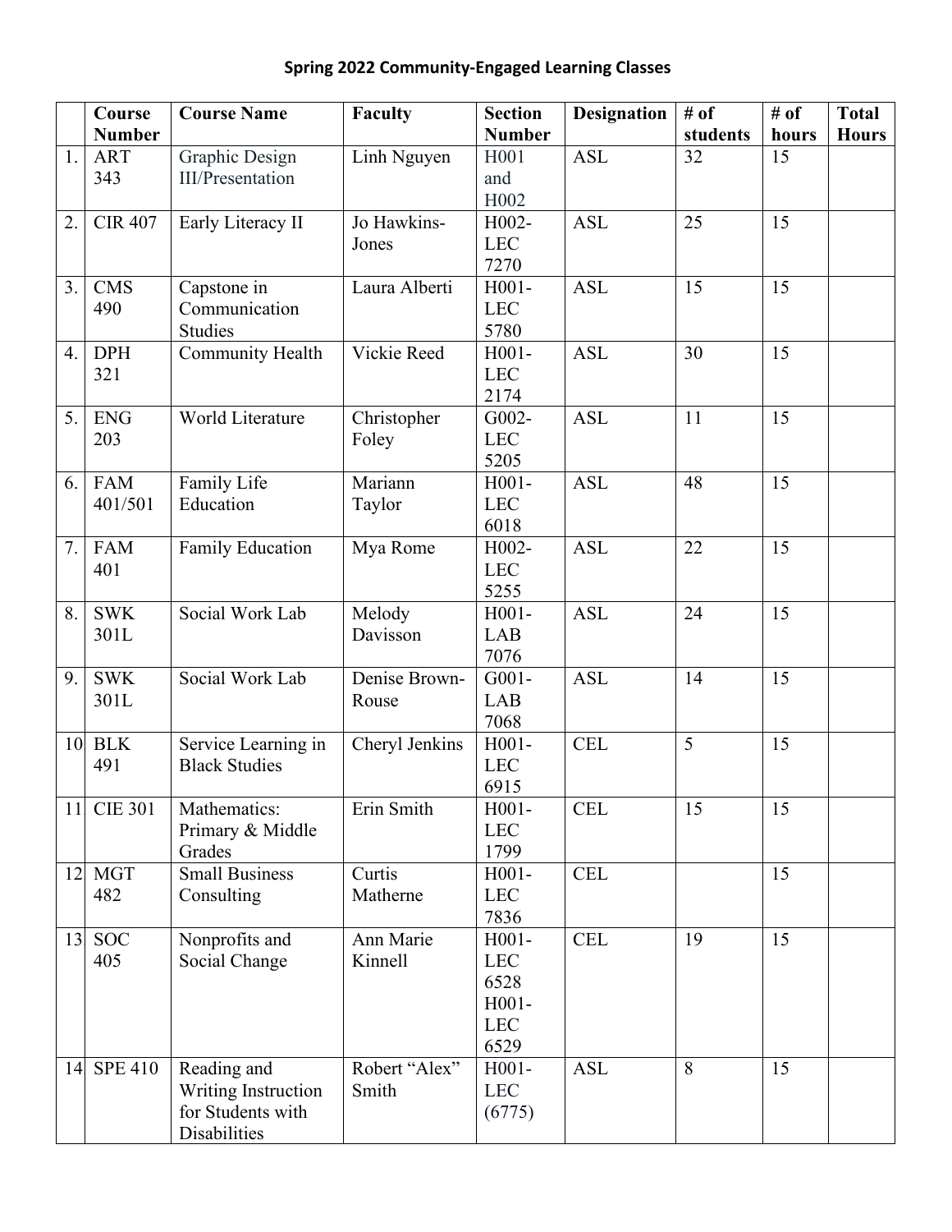**Spring 2022 Community-Engaged Learning Classes**

| | Course Number | Course Name | Faculty | Section Number | Designation | # of students | # of hours | Total Hours |
|---|---|---|---|---|---|---|---|---|
| 1. | ART 343 | Graphic Design III/Presentation | Linh Nguyen | H001 and H002 | ASL | 32 | 15 | |
| 2. | CIR 407 | Early Literacy II | Jo Hawkins-Jones | H002-LEC 7270 | ASL | 25 | 15 | |
| 3. | CMS 490 | Capstone in Communication Studies | Laura Alberti | H001-LEC 5780 | ASL | 15 | 15 | |
| 4. | DPH 321 | Community Health | Vickie Reed | H001-LEC 2174 | ASL | 30 | 15 | |
| 5. | ENG 203 | World Literature | Christopher Foley | G002-LEC 5205 | ASL | 11 | 15 | |
| 6. | FAM 401/501 | Family Life Education | Mariann Taylor | H001-LEC 6018 | ASL | 48 | 15 | |
| 7. | FAM 401 | Family Education | Mya Rome | H002-LEC 5255 | ASL | 22 | 15 | |
| 8. | SWK 301L | Social Work Lab | Melody Davisson | H001-LAB 7076 | ASL | 24 | 15 | |
| 9. | SWK 301L | Social Work Lab | Denise Brown-Rouse | G001-LAB 7068 | ASL | 14 | 15 | |
| 10 | BLK 491 | Service Learning in Black Studies | Cheryl Jenkins | H001-LEC 6915 | CEL | 5 | 15 | |
| 11 | CIE 301 | Mathematics: Primary & Middle Grades | Erin Smith | H001-LEC 1799 | CEL | 15 | 15 | |
| 12 | MGT 482 | Small Business Consulting | Curtis Matherne | H001-LEC 7836 | CEL | | 15 | |
| 13 | SOC 405 | Nonprofits and Social Change | Ann Marie Kinnell | H001-LEC 6528 H001-LEC 6529 | CEL | 19 | 15 | |
| 14 | SPE 410 | Reading and Writing Instruction for Students with Disabilities | Robert "Alex" Smith | H001-LEC (6775) | ASL | 8 | 15 | |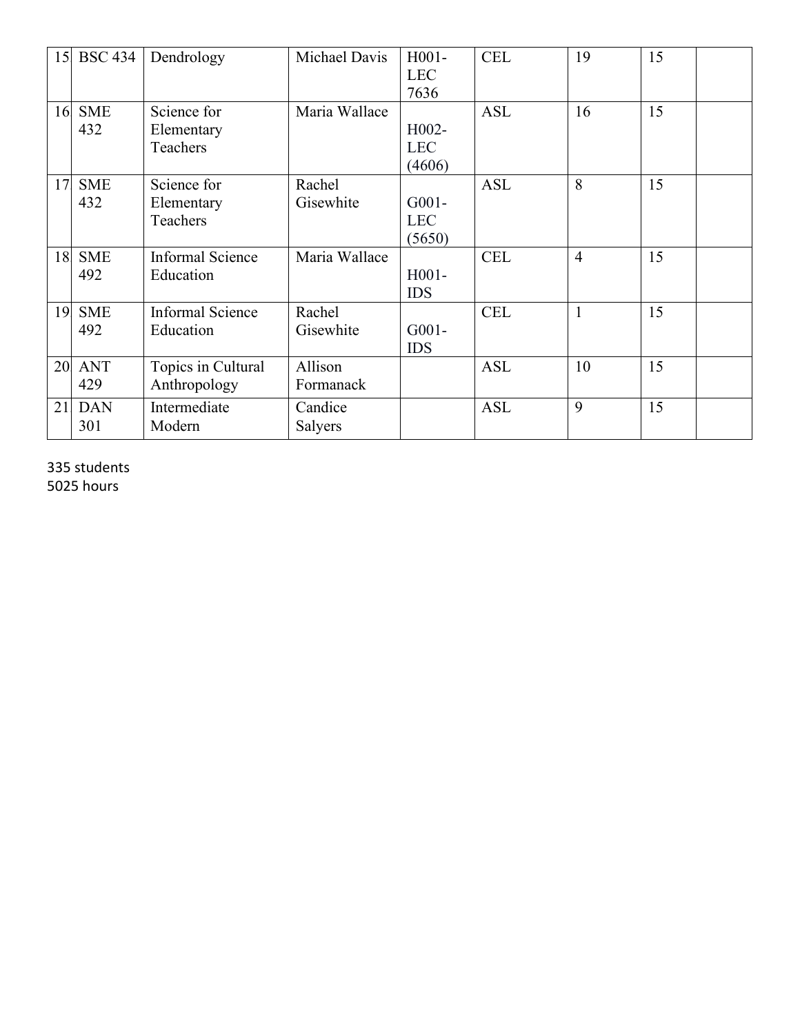| | | | | | | | | |
|---|---|---|---|---|---|---|---|---|
| 15 | BSC 434 | Dendrology | Michael Davis | H001-LEC 7636 | CEL | 19 | 15 | |
| 16 | SME 432 | Science for Elementary Teachers | Maria Wallace | H002-LEC (4606) | ASL | 16 | 15 | |
| 17 | SME 432 | Science for Elementary Teachers | Rachel Gisewhite | G001-LEC (5650) | ASL | 8 | 15 | |
| 18 | SME 492 | Informal Science Education | Maria Wallace | H001-IDS | CEL | 4 | 15 | |
| 19 | SME 492 | Informal Science Education | Rachel Gisewhite | G001-IDS | CEL | 1 | 15 | |
| 20 | ANT 429 | Topics in Cultural Anthropology | Allison Formanack | | ASL | 10 | 15 | |
| 21 | DAN 301 | Intermediate Modern | Candice Salyers | | ASL | 9 | 15 | |

335 students
5025 hours